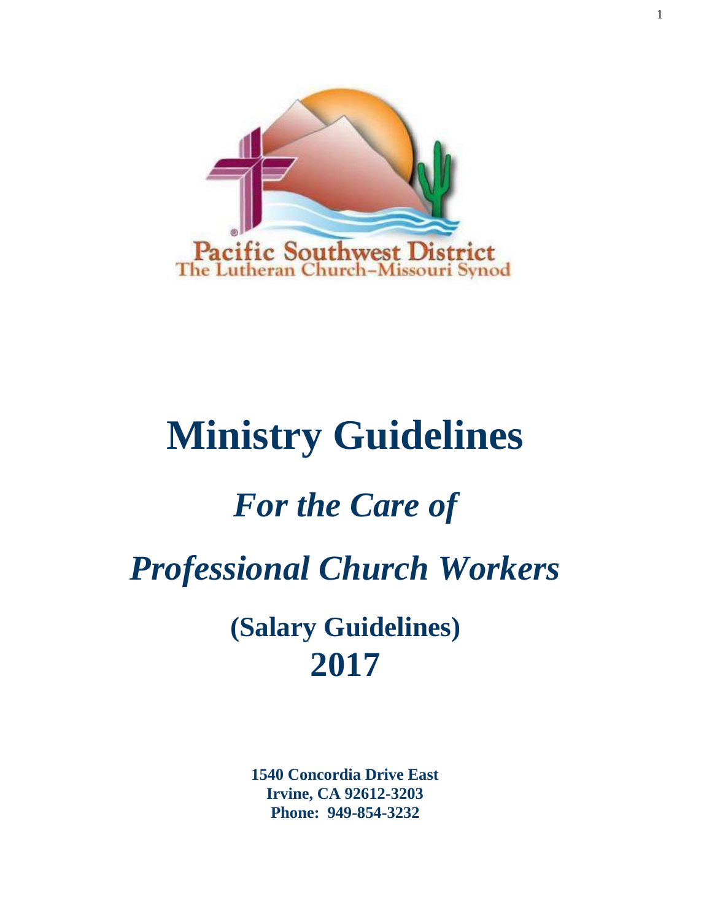Pacific Southwest District
The Lutheran Church–Missouri Synod

# Ministry Guidelines

## *For the Care of*

## *Professional Church Workers*

### (Salary Guidelines)

## 2017

**1540 Concordia Drive East**
**Irvine, CA 92612-3203**
**Phone: 949-854-3232**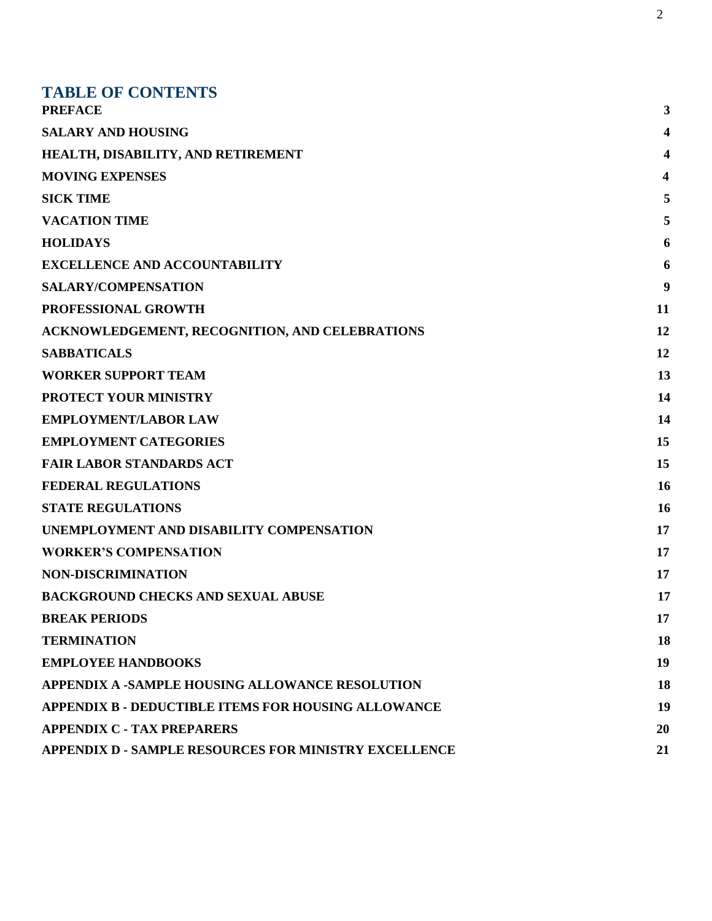## TABLE OF CONTENTS

| | |
|---|---|
| **PREFACE** | **3** |
| **SALARY AND HOUSING** | **4** |
| **HEALTH, DISABILITY, AND RETIREMENT** | **4** |
| **MOVING EXPENSES** | **4** |
| **SICK TIME** | **5** |
| **VACATION TIME** | **5** |
| **HOLIDAYS** | **6** |
| **EXCELLENCE AND ACCOUNTABILITY** | **6** |
| **SALARY/COMPENSATION** | **9** |
| **PROFESSIONAL GROWTH** | **11** |
| **ACKNOWLEDGEMENT, RECOGNITION, AND CELEBRATIONS** | **12** |
| **SABBATICALS** | **12** |
| **WORKER SUPPORT TEAM** | **13** |
| **PROTECT YOUR MINISTRY** | **14** |
| **EMPLOYMENT/LABOR LAW** | **14** |
| **EMPLOYMENT CATEGORIES** | **15** |
| **FAIR LABOR STANDARDS ACT** | **15** |
| **FEDERAL REGULATIONS** | **16** |
| **STATE REGULATIONS** | **16** |
| **UNEMPLOYMENT AND DISABILITY COMPENSATION** | **17** |
| **WORKER'S COMPENSATION** | **17** |
| **NON-DISCRIMINATION** | **17** |
| **BACKGROUND CHECKS AND SEXUAL ABUSE** | **17** |
| **BREAK PERIODS** | **17** |
| **TERMINATION** | **18** |
| **EMPLOYEE HANDBOOKS** | **19** |
| **APPENDIX A -SAMPLE HOUSING ALLOWANCE RESOLUTION** | **18** |
| **APPENDIX B - DEDUCTIBLE ITEMS FOR HOUSING ALLOWANCE** | **19** |
| **APPENDIX C - TAX PREPARERS** | **20** |
| **APPENDIX D - SAMPLE RESOURCES FOR MINISTRY EXCELLENCE** | **21** |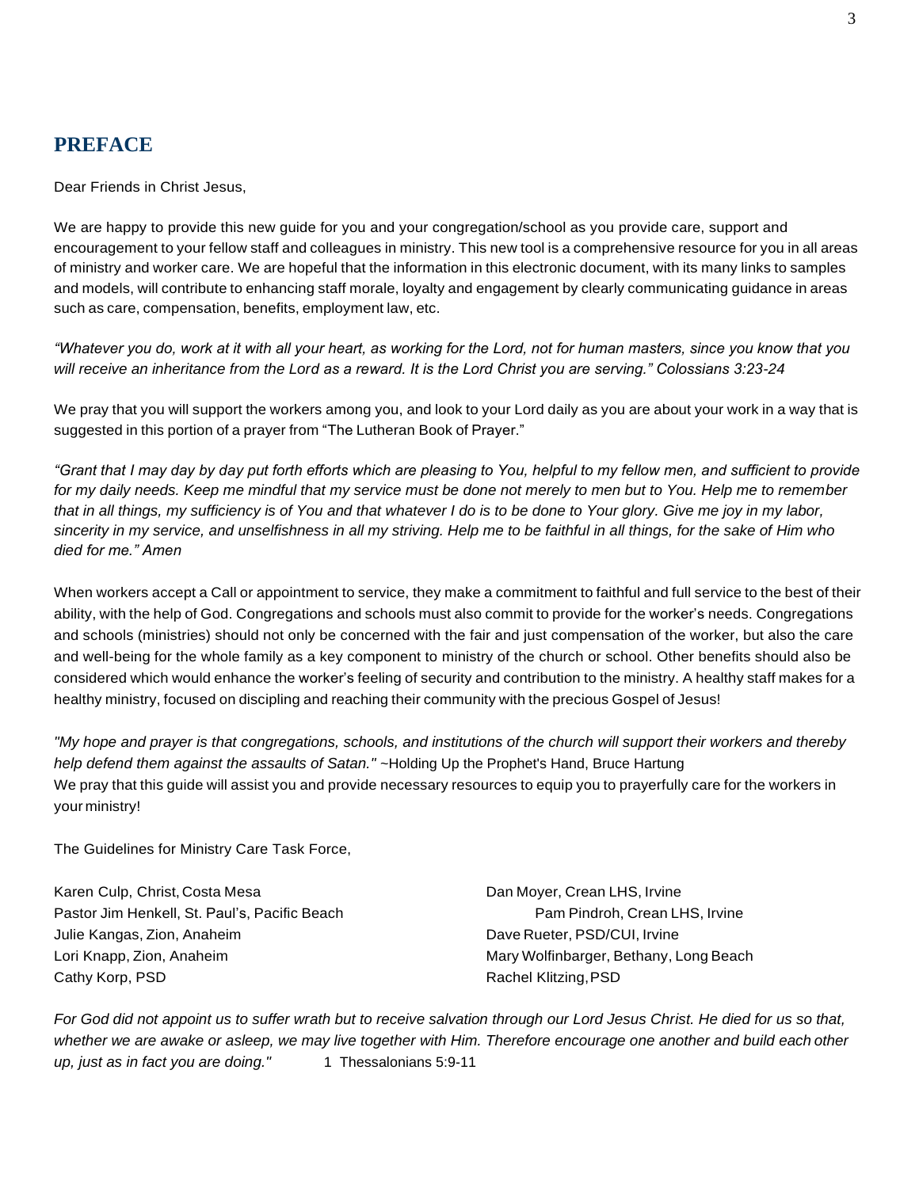## PREFACE

Dear Friends in Christ Jesus,

We are happy to provide this new guide for you and your congregation/school as you provide care, support and encouragement to your fellow staff and colleagues in ministry. This new tool is a comprehensive resource for you in all areas of ministry and worker care. We are hopeful that the information in this electronic document, with its many links to samples and models, will contribute to enhancing staff morale, loyalty and engagement by clearly communicating guidance in areas such as care, compensation, benefits, employment law, etc.

*"Whatever you do, work at it with all your heart, as working for the Lord, not for human masters, since you know that you will receive an inheritance from the Lord as a reward. It is the Lord Christ you are serving." Colossians 3:23-24*

We pray that you will support the workers among you, and look to your Lord daily as you are about your work in a way that is suggested in this portion of a prayer from "The Lutheran Book of Prayer."

*"Grant that I may day by day put forth efforts which are pleasing to You, helpful to my fellow men, and sufficient to provide for my daily needs. Keep me mindful that my service must be done not merely to men but to You. Help me to remember that in all things, my sufficiency is of You and that whatever I do is to be done to Your glory. Give me joy in my labor, sincerity in my service, and unselfishness in all my striving. Help me to be faithful in all things, for the sake of Him who died for me." Amen*

When workers accept a Call or appointment to service, they make a commitment to faithful and full service to the best of their ability, with the help of God. Congregations and schools must also commit to provide for the worker's needs. Congregations and schools (ministries) should not only be concerned with the fair and just compensation of the worker, but also the care and well-being for the whole family as a key component to ministry of the church or school. Other benefits should also be considered which would enhance the worker's feeling of security and contribution to the ministry. A healthy staff makes for a healthy ministry, focused on discipling and reaching their community with the precious Gospel of Jesus!

*"My hope and prayer is that congregations, schools, and institutions of the church will support their workers and thereby help defend them against the assaults of Satan."* ~Holding Up the Prophet's Hand, Bruce Hartung
We pray that this guide will assist you and provide necessary resources to equip you to prayerfully care for the workers in your ministry!

The Guidelines for Ministry Care Task Force,

Karen Culp, Christ, Costa Mesa
Pastor Jim Henkell, St. Paul's, Pacific Beach
Julie Kangas, Zion, Anaheim
Lori Knapp, Zion, Anaheim
Cathy Korp, PSD
Dan Moyer, Crean LHS, Irvine
Pam Pindroh, Crean LHS, Irvine
Dave Rueter, PSD/CUI, Irvine
Mary Wolfinbarger, Bethany, Long Beach
Rachel Klitzing, PSD

*For God did not appoint us to suffer wrath but to receive salvation through our Lord Jesus Christ. He died for us so that, whether we are awake or asleep, we may live together with Him. Therefore encourage one another and build each other up, just as in fact you are doing."* 1 Thessalonians 5:9-11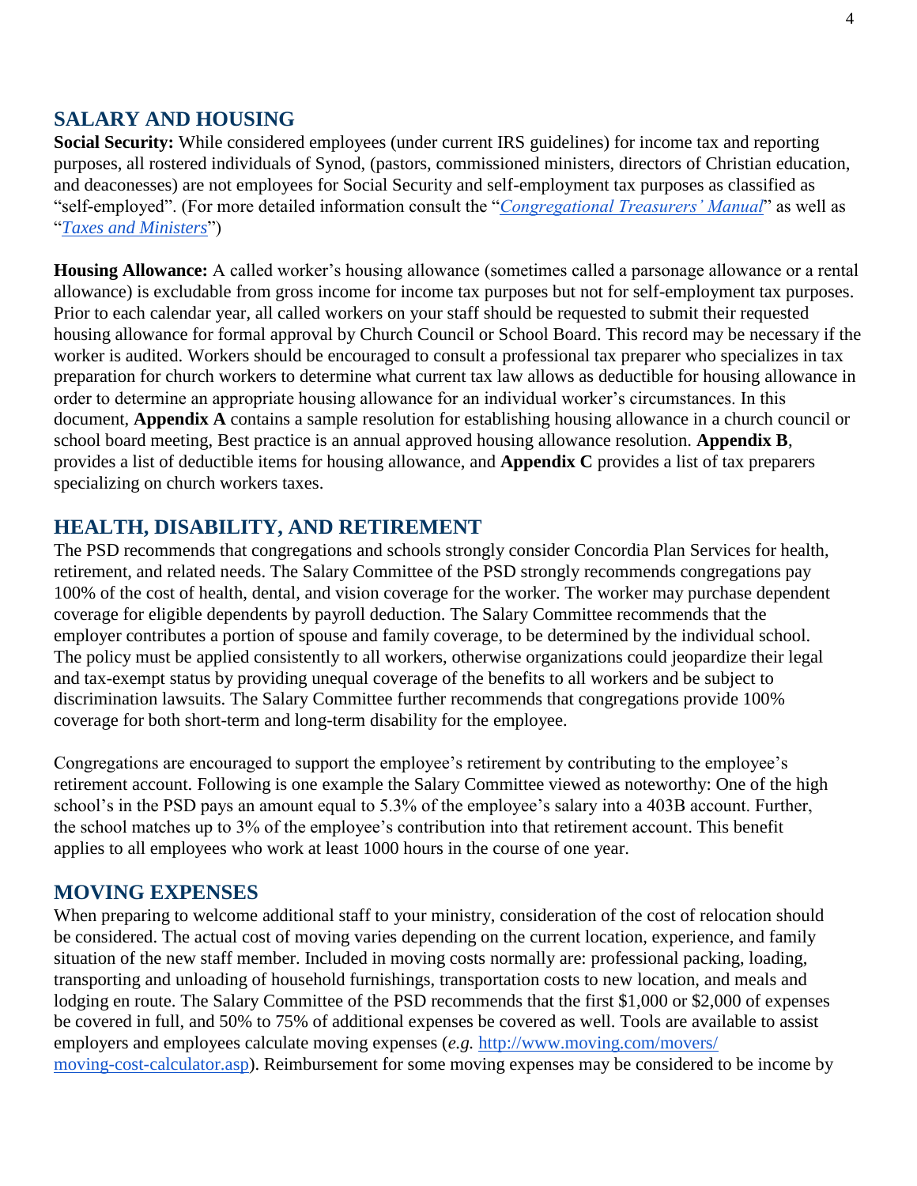## SALARY AND HOUSING

**Social Security:** While considered employees (under current IRS guidelines) for income tax and reporting purposes, all rostered individuals of Synod, (pastors, commissioned ministers, directors of Christian education, and deaconesses) are not employees for Social Security and self-employment tax purposes as classified as "self-employed". (For more detailed information consult the "*Congregational Treasurers' Manual*" as well as "*Taxes and Ministers*")

**Housing Allowance:** A called worker's housing allowance (sometimes called a parsonage allowance or a rental allowance) is excludable from gross income for income tax purposes but not for self-employment tax purposes. Prior to each calendar year, all called workers on your staff should be requested to submit their requested housing allowance for formal approval by Church Council or School Board. This record may be necessary if the worker is audited. Workers should be encouraged to consult a professional tax preparer who specializes in tax preparation for church workers to determine what current tax law allows as deductible for housing allowance in order to determine an appropriate housing allowance for an individual worker's circumstances. In this document, **Appendix A** contains a sample resolution for establishing housing allowance in a church council or school board meeting, Best practice is an annual approved housing allowance resolution. **Appendix B**, provides a list of deductible items for housing allowance, and **Appendix C** provides a list of tax preparers specializing on church workers taxes.

## HEALTH, DISABILITY, AND RETIREMENT

The PSD recommends that congregations and schools strongly consider Concordia Plan Services for health, retirement, and related needs. The Salary Committee of the PSD strongly recommends congregations pay 100% of the cost of health, dental, and vision coverage for the worker. The worker may purchase dependent coverage for eligible dependents by payroll deduction. The Salary Committee recommends that the employer contributes a portion of spouse and family coverage, to be determined by the individual school. The policy must be applied consistently to all workers, otherwise organizations could jeopardize their legal and tax-exempt status by providing unequal coverage of the benefits to all workers and be subject to discrimination lawsuits. The Salary Committee further recommends that congregations provide 100% coverage for both short-term and long-term disability for the employee.

Congregations are encouraged to support the employee's retirement by contributing to the employee's retirement account. Following is one example the Salary Committee viewed as noteworthy: One of the high school's in the PSD pays an amount equal to 5.3% of the employee's salary into a 403B account. Further, the school matches up to 3% of the employee's contribution into that retirement account. This benefit applies to all employees who work at least 1000 hours in the course of one year.

## MOVING EXPENSES

When preparing to welcome additional staff to your ministry, consideration of the cost of relocation should be considered. The actual cost of moving varies depending on the current location, experience, and family situation of the new staff member. Included in moving costs normally are: professional packing, loading, transporting and unloading of household furnishings, transportation costs to new location, and meals and lodging en route. The Salary Committee of the PSD recommends that the first $1,000 or $2,000 of expenses be covered in full, and 50% to 75% of additional expenses be covered as well. Tools are available to assist employers and employees calculate moving expenses (*e.g.* http://www.moving.com/movers/moving-cost-calculator.asp). Reimbursement for some moving expenses may be considered to be income by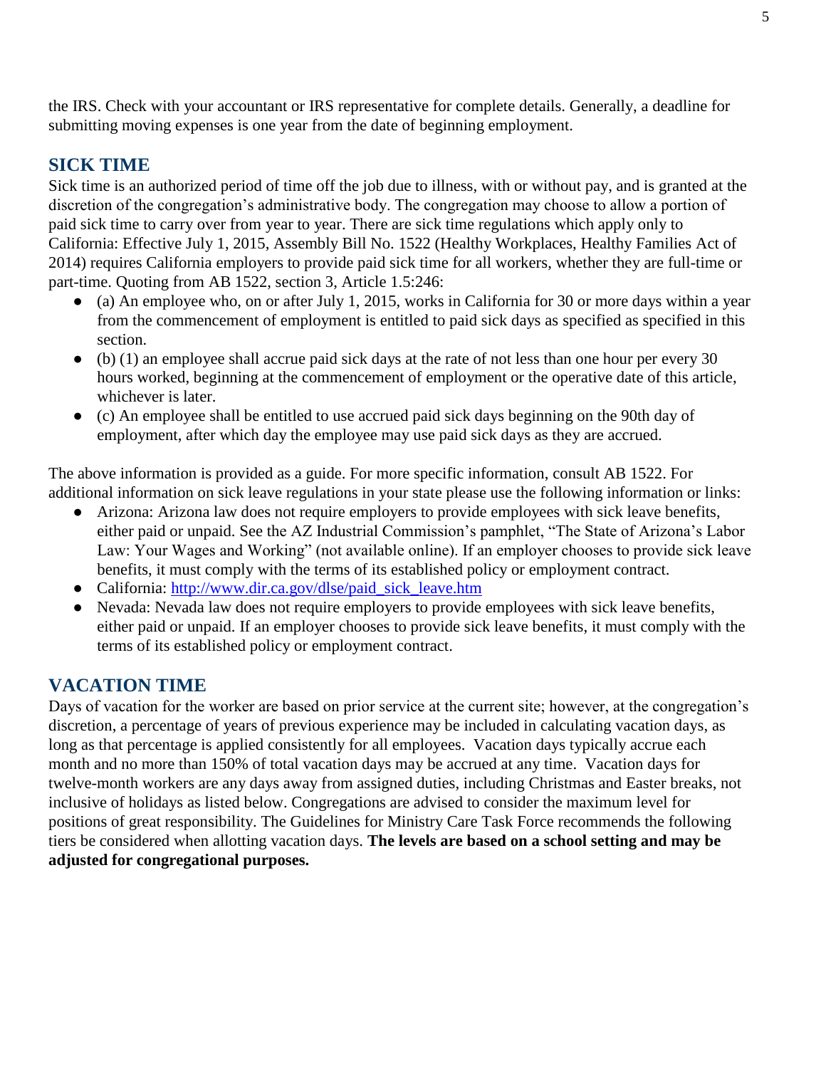the IRS. Check with your accountant or IRS representative for complete details. Generally, a deadline for submitting moving expenses is one year from the date of beginning employment.

## SICK TIME

Sick time is an authorized period of time off the job due to illness, with or without pay, and is granted at the discretion of the congregation's administrative body. The congregation may choose to allow a portion of paid sick time to carry over from year to year. There are sick time regulations which apply only to California: Effective July 1, 2015, Assembly Bill No. 1522 (Healthy Workplaces, Healthy Families Act of 2014) requires California employers to provide paid sick time for all workers, whether they are full-time or part-time. Quoting from AB 1522, section 3, Article 1.5:246:

- (a) An employee who, on or after July 1, 2015, works in California for 30 or more days within a year from the commencement of employment is entitled to paid sick days as specified as specified in this section.
- (b) (1) an employee shall accrue paid sick days at the rate of not less than one hour per every 30 hours worked, beginning at the commencement of employment or the operative date of this article, whichever is later.
- (c) An employee shall be entitled to use accrued paid sick days beginning on the 90th day of employment, after which day the employee may use paid sick days as they are accrued.

The above information is provided as a guide. For more specific information, consult AB 1522. For additional information on sick leave regulations in your state please use the following information or links:

- Arizona: Arizona law does not require employers to provide employees with sick leave benefits, either paid or unpaid. See the AZ Industrial Commission's pamphlet, "The State of Arizona's Labor Law: Your Wages and Working" (not available online). If an employer chooses to provide sick leave benefits, it must comply with the terms of its established policy or employment contract.
- California: [http://www.dir.ca.gov/dlse/paid_sick_leave.htm](http://www.dir.ca.gov/dlse/paid_sick_leave.htm)
- Nevada: Nevada law does not require employers to provide employees with sick leave benefits, either paid or unpaid. If an employer chooses to provide sick leave benefits, it must comply with the terms of its established policy or employment contract.

## VACATION TIME

Days of vacation for the worker are based on prior service at the current site; however, at the congregation's discretion, a percentage of years of previous experience may be included in calculating vacation days, as long as that percentage is applied consistently for all employees. Vacation days typically accrue each month and no more than 150% of total vacation days may be accrued at any time. Vacation days for twelve-month workers are any days away from assigned duties, including Christmas and Easter breaks, not inclusive of holidays as listed below. Congregations are advised to consider the maximum level for positions of great responsibility. The Guidelines for Ministry Care Task Force recommends the following tiers be considered when allotting vacation days. **The levels are based on a school setting and may be adjusted for congregational purposes.**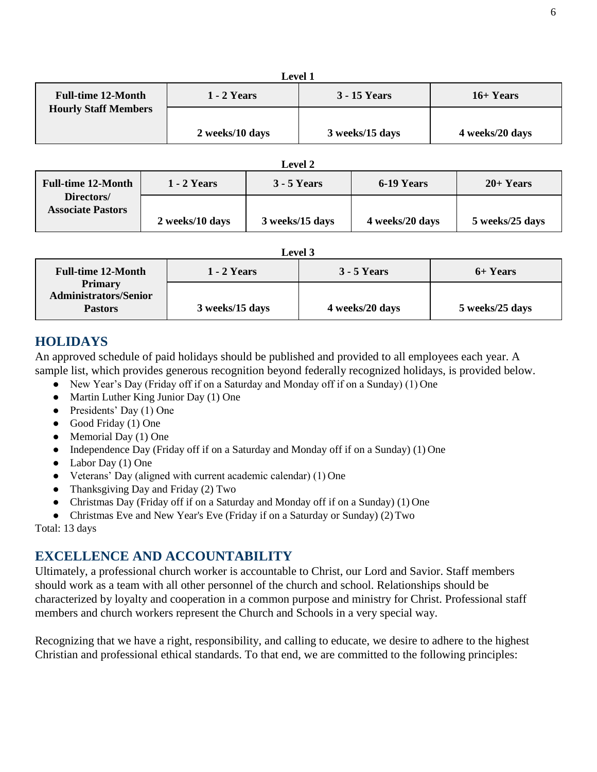**Level 1**

| Full-time 12-Month Hourly Staff Members | 1 - 2 Years | 3 - 15 Years | 16+ Years |
|---|---|---|---|
| | 2 weeks/10 days | 3 weeks/15 days | 4 weeks/20 days |

**Level 2**

| Full-time 12-Month Directors/ Associate Pastors | 1 - 2 Years | 3 - 5 Years | 6-19 Years | 20+ Years |
|---|---|---|---|---|
| | 2 weeks/10 days | 3 weeks/15 days | 4 weeks/20 days | 5 weeks/25 days |

**Level 3**

| Full-time 12-Month Primary Administrators/Senior Pastors | 1 - 2 Years | 3 - 5 Years | 6+ Years |
|---|---|---|---|
| | 3 weeks/15 days | 4 weeks/20 days | 5 weeks/25 days |

## HOLIDAYS

An approved schedule of paid holidays should be published and provided to all employees each year. A sample list, which provides generous recognition beyond federally recognized holidays, is provided below.

- New Year's Day (Friday off if on a Saturday and Monday off if on a Sunday) (1) One
- Martin Luther King Junior Day (1) One
- Presidents' Day (1) One
- Good Friday (1) One
- Memorial Day (1) One
- Independence Day (Friday off if on a Saturday and Monday off if on a Sunday) (1) One
- Labor Day (1) One
- Veterans' Day (aligned with current academic calendar) (1) One
- Thanksgiving Day and Friday (2) Two
- Christmas Day (Friday off if on a Saturday and Monday off if on a Sunday) (1) One
- Christmas Eve and New Year's Eve (Friday if on a Saturday or Sunday) (2) Two

Total: 13 days

## EXCELLENCE AND ACCOUNTABILITY

Ultimately, a professional church worker is accountable to Christ, our Lord and Savior. Staff members should work as a team with all other personnel of the church and school. Relationships should be characterized by loyalty and cooperation in a common purpose and ministry for Christ. Professional staff members and church workers represent the Church and Schools in a very special way.

Recognizing that we have a right, responsibility, and calling to educate, we desire to adhere to the highest Christian and professional ethical standards. To that end, we are committed to the following principles: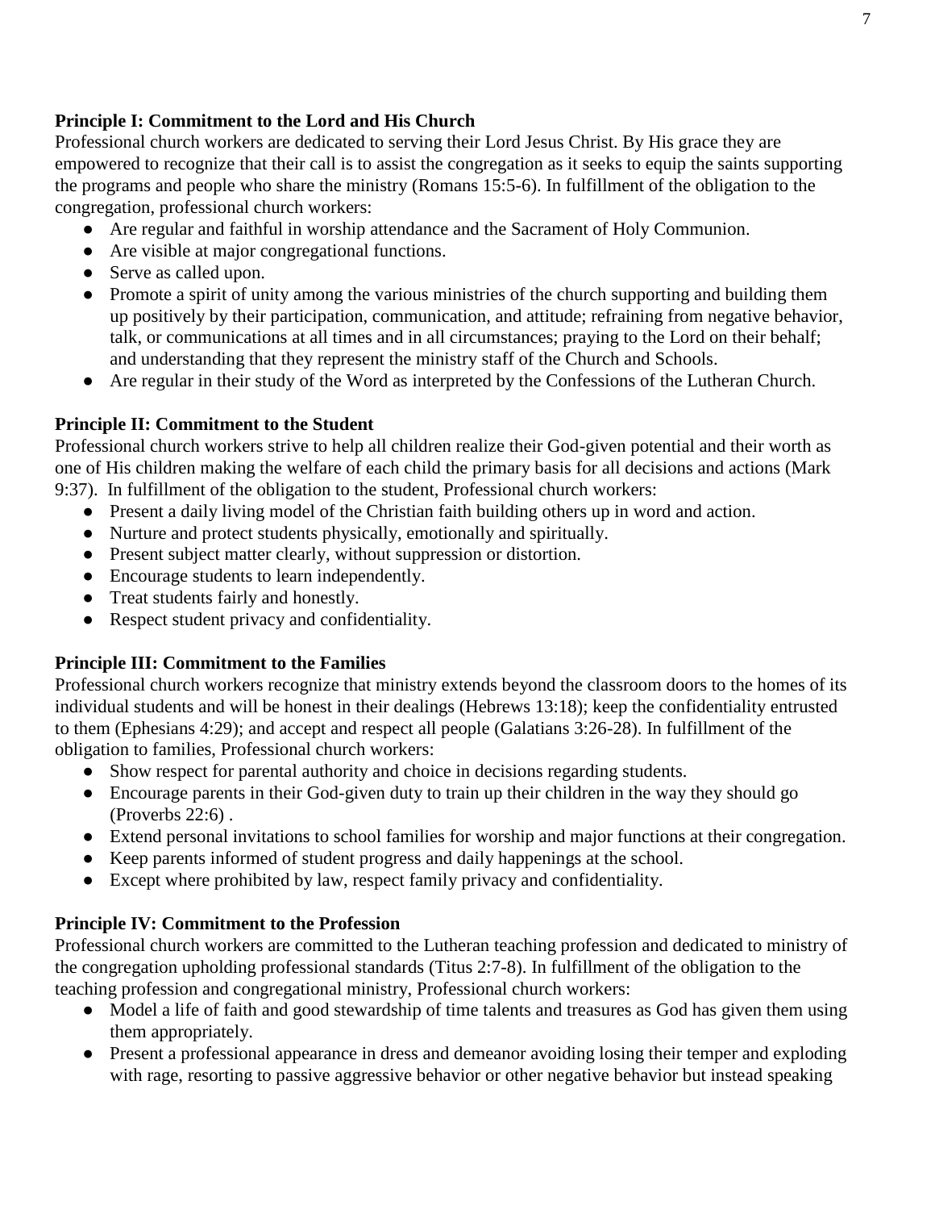**Principle I: Commitment to the Lord and His Church**
Professional church workers are dedicated to serving their Lord Jesus Christ. By His grace they are empowered to recognize that their call is to assist the congregation as it seeks to equip the saints supporting the programs and people who share the ministry (Romans 15:5-6). In fulfillment of the obligation to the congregation, professional church workers:

- Are regular and faithful in worship attendance and the Sacrament of Holy Communion.
- Are visible at major congregational functions.
- Serve as called upon.
- Promote a spirit of unity among the various ministries of the church supporting and building them up positively by their participation, communication, and attitude; refraining from negative behavior, talk, or communications at all times and in all circumstances; praying to the Lord on their behalf; and understanding that they represent the ministry staff of the Church and Schools.
- Are regular in their study of the Word as interpreted by the Confessions of the Lutheran Church.

**Principle II: Commitment to the Student**
Professional church workers strive to help all children realize their God-given potential and their worth as one of His children making the welfare of each child the primary basis for all decisions and actions (Mark 9:37). In fulfillment of the obligation to the student, Professional church workers:

- Present a daily living model of the Christian faith building others up in word and action.
- Nurture and protect students physically, emotionally and spiritually.
- Present subject matter clearly, without suppression or distortion.
- Encourage students to learn independently.
- Treat students fairly and honestly.
- Respect student privacy and confidentiality.

**Principle III: Commitment to the Families**
Professional church workers recognize that ministry extends beyond the classroom doors to the homes of its individual students and will be honest in their dealings (Hebrews 13:18); keep the confidentiality entrusted to them (Ephesians 4:29); and accept and respect all people (Galatians 3:26-28). In fulfillment of the obligation to families, Professional church workers:

- Show respect for parental authority and choice in decisions regarding students.
- Encourage parents in their God-given duty to train up their children in the way they should go (Proverbs 22:6) .
- Extend personal invitations to school families for worship and major functions at their congregation.
- Keep parents informed of student progress and daily happenings at the school.
- Except where prohibited by law, respect family privacy and confidentiality.

**Principle IV: Commitment to the Profession**
Professional church workers are committed to the Lutheran teaching profession and dedicated to ministry of the congregation upholding professional standards (Titus 2:7-8). In fulfillment of the obligation to the teaching profession and congregational ministry, Professional church workers:

- Model a life of faith and good stewardship of time talents and treasures as God has given them using them appropriately.
- Present a professional appearance in dress and demeanor avoiding losing their temper and exploding with rage, resorting to passive aggressive behavior or other negative behavior but instead speaking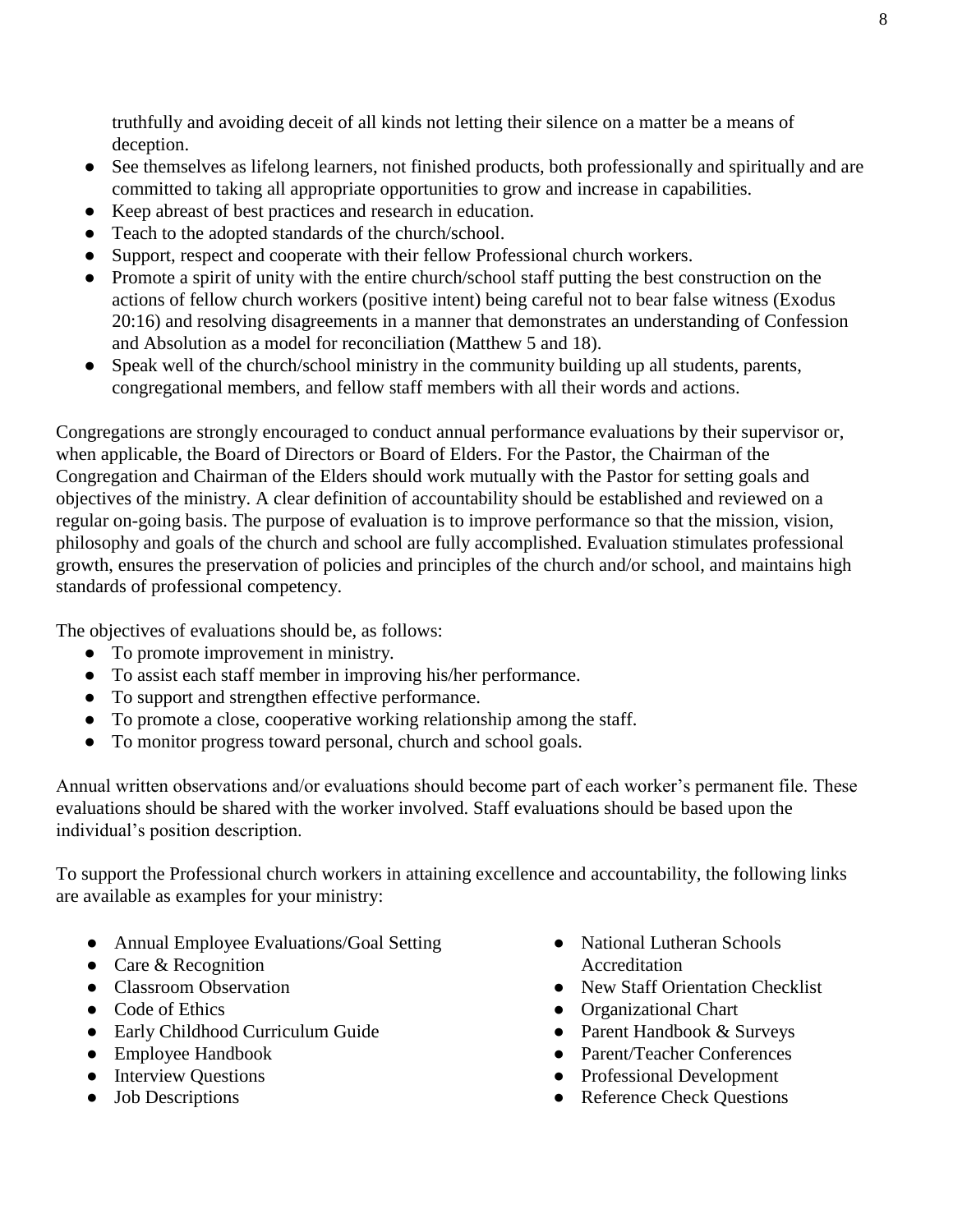truthfully and avoiding deceit of all kinds not letting their silence on a matter be a means of deception.

- See themselves as lifelong learners, not finished products, both professionally and spiritually and are committed to taking all appropriate opportunities to grow and increase in capabilities.
- Keep abreast of best practices and research in education.
- Teach to the adopted standards of the church/school.
- Support, respect and cooperate with their fellow Professional church workers.
- Promote a spirit of unity with the entire church/school staff putting the best construction on the actions of fellow church workers (positive intent) being careful not to bear false witness (Exodus 20:16) and resolving disagreements in a manner that demonstrates an understanding of Confession and Absolution as a model for reconciliation (Matthew 5 and 18).
- Speak well of the church/school ministry in the community building up all students, parents, congregational members, and fellow staff members with all their words and actions.

Congregations are strongly encouraged to conduct annual performance evaluations by their supervisor or, when applicable, the Board of Directors or Board of Elders. For the Pastor, the Chairman of the Congregation and Chairman of the Elders should work mutually with the Pastor for setting goals and objectives of the ministry. A clear definition of accountability should be established and reviewed on a regular on-going basis. The purpose of evaluation is to improve performance so that the mission, vision, philosophy and goals of the church and school are fully accomplished. Evaluation stimulates professional growth, ensures the preservation of policies and principles of the church and/or school, and maintains high standards of professional competency.

The objectives of evaluations should be, as follows:

- To promote improvement in ministry.
- To assist each staff member in improving his/her performance.
- To support and strengthen effective performance.
- To promote a close, cooperative working relationship among the staff.
- To monitor progress toward personal, church and school goals.

Annual written observations and/or evaluations should become part of each worker's permanent file. These evaluations should be shared with the worker involved. Staff evaluations should be based upon the individual's position description.

To support the Professional church workers in attaining excellence and accountability, the following links are available as examples for your ministry:

- Annual Employee Evaluations/Goal Setting
- Care & Recognition
- Classroom Observation
- Code of Ethics
- Early Childhood Curriculum Guide
- Employee Handbook
- Interview Questions
- Job Descriptions
- National Lutheran Schools Accreditation
- New Staff Orientation Checklist
- Organizational Chart
- Parent Handbook & Surveys
- Parent/Teacher Conferences
- Professional Development
- Reference Check Questions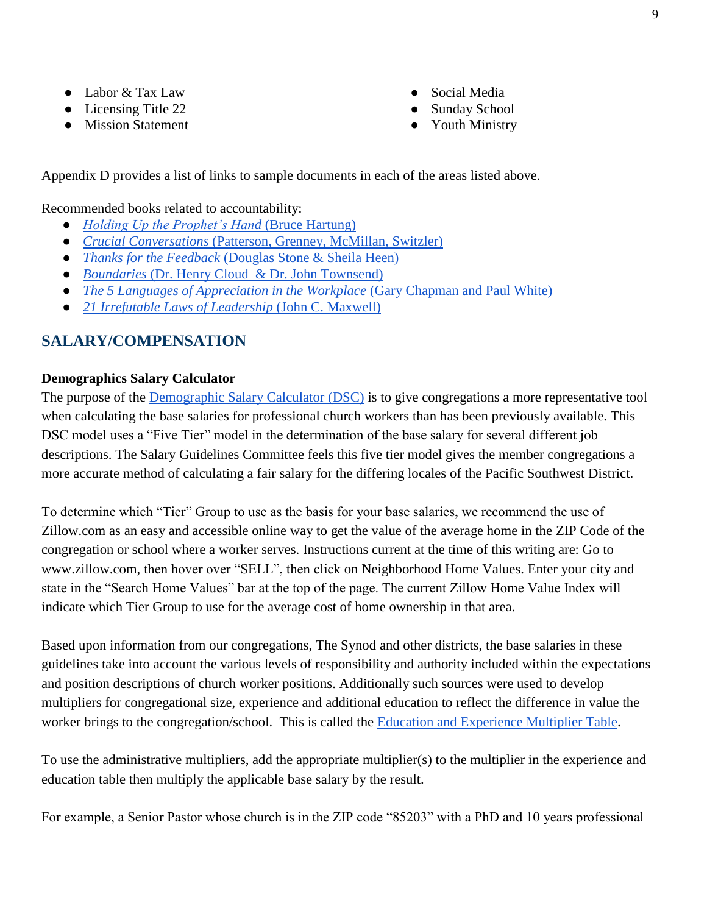- Labor & Tax Law
- Licensing Title 22
- Mission Statement
- Social Media
- Sunday School
- Youth Ministry

Appendix D provides a list of links to sample documents in each of the areas listed above.

Recommended books related to accountability:

- *Holding Up the Prophet's Hand* (Bruce Hartung)
- *Crucial Conversations* (Patterson, Grenney, McMillan, Switzler)
- *Thanks for the Feedback* (Douglas Stone & Sheila Heen)
- *Boundaries* (Dr. Henry Cloud & Dr. John Townsend)
- *The 5 Languages of Appreciation in the Workplace* (Gary Chapman and Paul White)
- *21 Irrefutable Laws of Leadership* (John C. Maxwell)

## SALARY/COMPENSATION

**Demographics Salary Calculator**

The purpose of the Demographic Salary Calculator (DSC) is to give congregations a more representative tool when calculating the base salaries for professional church workers than has been previously available. This DSC model uses a "Five Tier" model in the determination of the base salary for several different job descriptions. The Salary Guidelines Committee feels this five tier model gives the member congregations a more accurate method of calculating a fair salary for the differing locales of the Pacific Southwest District.

To determine which "Tier" Group to use as the basis for your base salaries, we recommend the use of Zillow.com as an easy and accessible online way to get the value of the average home in the ZIP Code of the congregation or school where a worker serves. Instructions current at the time of this writing are: Go to www.zillow.com, then hover over "SELL", then click on Neighborhood Home Values. Enter your city and state in the "Search Home Values" bar at the top of the page. The current Zillow Home Value Index will indicate which Tier Group to use for the average cost of home ownership in that area.

Based upon information from our congregations, The Synod and other districts, the base salaries in these guidelines take into account the various levels of responsibility and authority included within the expectations and position descriptions of church worker positions. Additionally such sources were used to develop multipliers for congregational size, experience and additional education to reflect the difference in value the worker brings to the congregation/school. This is called the Education and Experience Multiplier Table.

To use the administrative multipliers, add the appropriate multiplier(s) to the multiplier in the experience and education table then multiply the applicable base salary by the result.

For example, a Senior Pastor whose church is in the ZIP code "85203" with a PhD and 10 years professional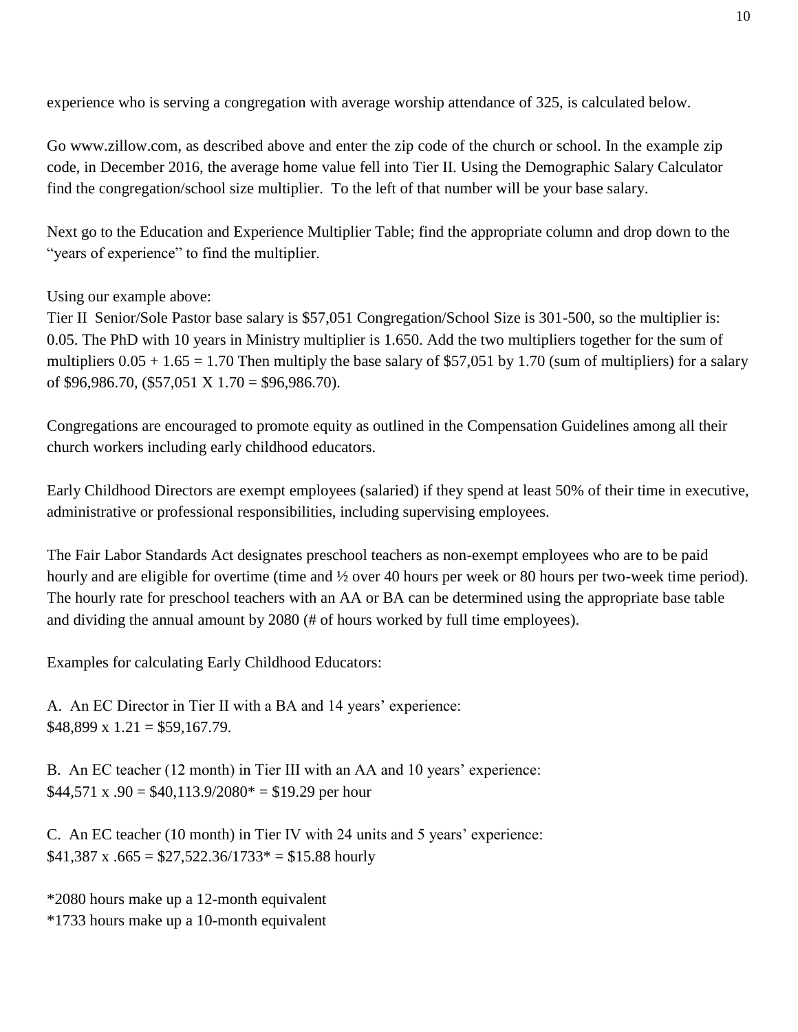experience who is serving a congregation with average worship attendance of 325, is calculated below.

Go www.zillow.com, as described above and enter the zip code of the church or school. In the example zip code, in December 2016, the average home value fell into Tier II. Using the Demographic Salary Calculator find the congregation/school size multiplier. To the left of that number will be your base salary.

Next go to the Education and Experience Multiplier Table; find the appropriate column and drop down to the "years of experience" to find the multiplier.

Using our example above:
Tier II Senior/Sole Pastor base salary is $57,051 Congregation/School Size is 301-500, so the multiplier is: 0.05. The PhD with 10 years in Ministry multiplier is 1.650. Add the two multipliers together for the sum of multipliers 0.05 + 1.65 = 1.70 Then multiply the base salary of $57,051 by 1.70 (sum of multipliers) for a salary of $96,986.70, ($57,051 X 1.70 = $96,986.70).

Congregations are encouraged to promote equity as outlined in the Compensation Guidelines among all their church workers including early childhood educators.

Early Childhood Directors are exempt employees (salaried) if they spend at least 50% of their time in executive, administrative or professional responsibilities, including supervising employees.

The Fair Labor Standards Act designates preschool teachers as non-exempt employees who are to be paid hourly and are eligible for overtime (time and ½ over 40 hours per week or 80 hours per two-week time period). The hourly rate for preschool teachers with an AA or BA can be determined using the appropriate base table and dividing the annual amount by 2080 (# of hours worked by full time employees).

Examples for calculating Early Childhood Educators:

A. An EC Director in Tier II with a BA and 14 years' experience:
$48,899 x 1.21 = $59,167.79.

B. An EC teacher (12 month) in Tier III with an AA and 10 years' experience:
$44,571 x .90 = $40,113.9/2080* = $19.29 per hour

C. An EC teacher (10 month) in Tier IV with 24 units and 5 years' experience:
$41,387 x .665 = $27,522.36/1733* = $15.88 hourly

*2080 hours make up a 12-month equivalent
*1733 hours make up a 10-month equivalent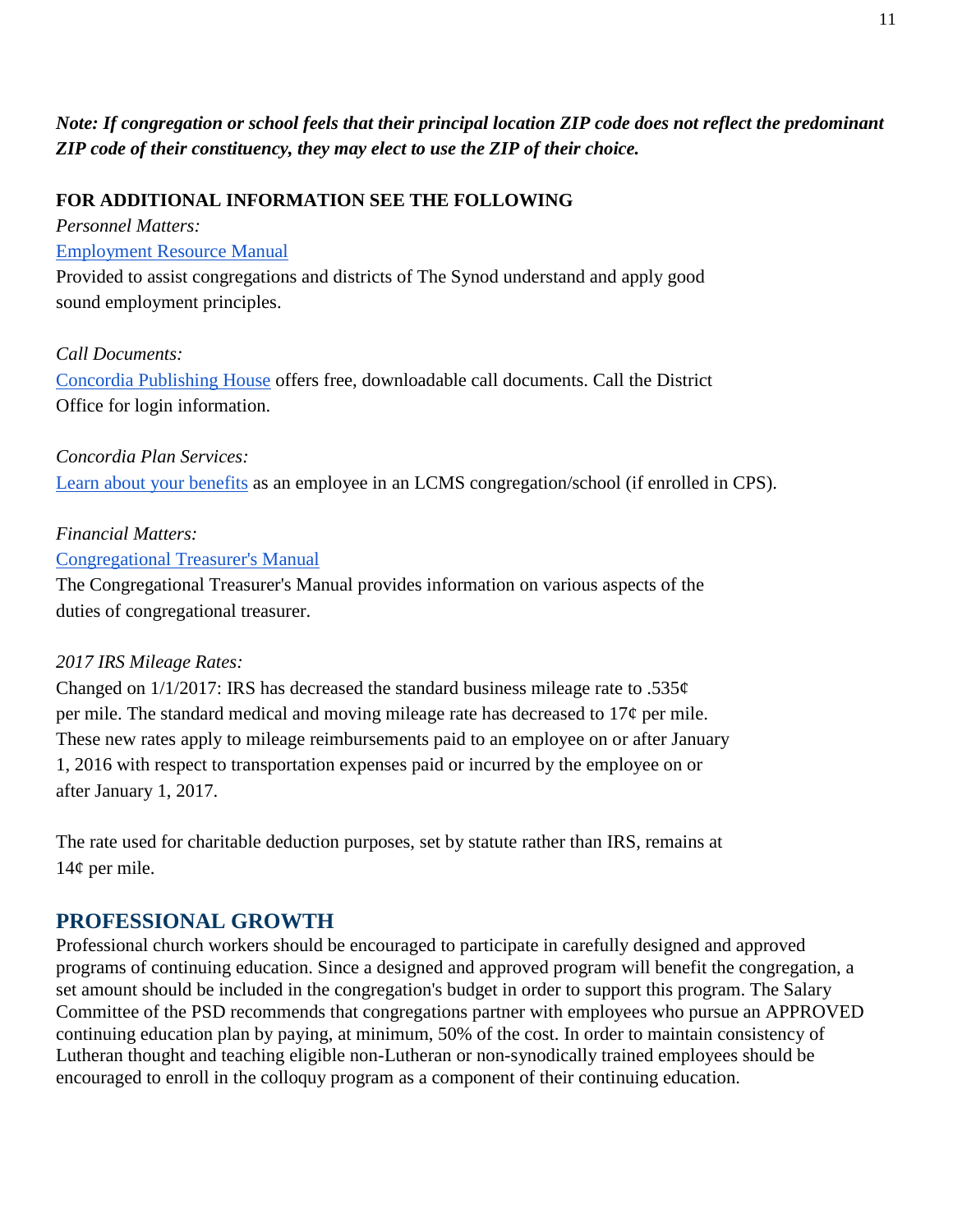***Note: If congregation or school feels that their principal location ZIP code does not reflect the predominant ZIP code of their constituency, they may elect to use the ZIP of their choice.***

**FOR ADDITIONAL INFORMATION SEE THE FOLLOWING**

*Personnel Matters:*

Employment Resource Manual

Provided to assist congregations and districts of The Synod understand and apply good sound employment principles.

*Call Documents:*

Concordia Publishing House offers free, downloadable call documents. Call the District Office for login information.

*Concordia Plan Services:*

Learn about your benefits as an employee in an LCMS congregation/school (if enrolled in CPS).

*Financial Matters:*

Congregational Treasurer's Manual

The Congregational Treasurer's Manual provides information on various aspects of the duties of congregational treasurer.

*2017 IRS Mileage Rates:*

Changed on 1/1/2017: IRS has decreased the standard business mileage rate to .535¢ per mile. The standard medical and moving mileage rate has decreased to 17¢ per mile. These new rates apply to mileage reimbursements paid to an employee on or after January 1, 2016 with respect to transportation expenses paid or incurred by the employee on or after January 1, 2017.

The rate used for charitable deduction purposes, set by statute rather than IRS, remains at 14¢ per mile.

## PROFESSIONAL GROWTH

Professional church workers should be encouraged to participate in carefully designed and approved programs of continuing education. Since a designed and approved program will benefit the congregation, a set amount should be included in the congregation's budget in order to support this program. The Salary Committee of the PSD recommends that congregations partner with employees who pursue an APPROVED continuing education plan by paying, at minimum, 50% of the cost. In order to maintain consistency of Lutheran thought and teaching eligible non-Lutheran or non-synodically trained employees should be encouraged to enroll in the colloquy program as a component of their continuing education.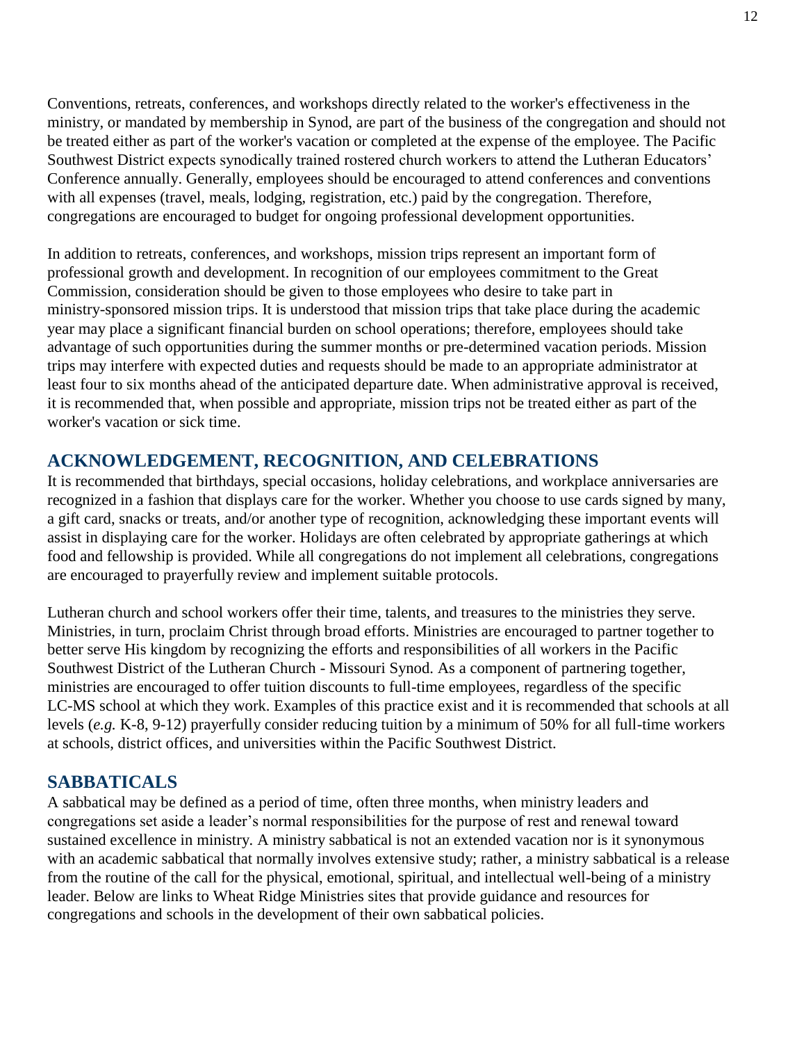Conventions, retreats, conferences, and workshops directly related to the worker's effectiveness in the ministry, or mandated by membership in Synod, are part of the business of the congregation and should not be treated either as part of the worker's vacation or completed at the expense of the employee. The Pacific Southwest District expects synodically trained rostered church workers to attend the Lutheran Educators' Conference annually. Generally, employees should be encouraged to attend conferences and conventions with all expenses (travel, meals, lodging, registration, etc.) paid by the congregation. Therefore, congregations are encouraged to budget for ongoing professional development opportunities.

In addition to retreats, conferences, and workshops, mission trips represent an important form of professional growth and development. In recognition of our employees commitment to the Great Commission, consideration should be given to those employees who desire to take part in ministry-sponsored mission trips. It is understood that mission trips that take place during the academic year may place a significant financial burden on school operations; therefore, employees should take advantage of such opportunities during the summer months or pre-determined vacation periods. Mission trips may interfere with expected duties and requests should be made to an appropriate administrator at least four to six months ahead of the anticipated departure date. When administrative approval is received, it is recommended that, when possible and appropriate, mission trips not be treated either as part of the worker's vacation or sick time.

## ACKNOWLEDGEMENT, RECOGNITION, AND CELEBRATIONS

It is recommended that birthdays, special occasions, holiday celebrations, and workplace anniversaries are recognized in a fashion that displays care for the worker. Whether you choose to use cards signed by many, a gift card, snacks or treats, and/or another type of recognition, acknowledging these important events will assist in displaying care for the worker. Holidays are often celebrated by appropriate gatherings at which food and fellowship is provided. While all congregations do not implement all celebrations, congregations are encouraged to prayerfully review and implement suitable protocols.

Lutheran church and school workers offer their time, talents, and treasures to the ministries they serve. Ministries, in turn, proclaim Christ through broad efforts. Ministries are encouraged to partner together to better serve His kingdom by recognizing the efforts and responsibilities of all workers in the Pacific Southwest District of the Lutheran Church - Missouri Synod. As a component of partnering together, ministries are encouraged to offer tuition discounts to full-time employees, regardless of the specific LC-MS school at which they work. Examples of this practice exist and it is recommended that schools at all levels (*e.g.* K-8, 9-12) prayerfully consider reducing tuition by a minimum of 50% for all full-time workers at schools, district offices, and universities within the Pacific Southwest District.

## SABBATICALS

A sabbatical may be defined as a period of time, often three months, when ministry leaders and congregations set aside a leader's normal responsibilities for the purpose of rest and renewal toward sustained excellence in ministry. A ministry sabbatical is not an extended vacation nor is it synonymous with an academic sabbatical that normally involves extensive study; rather, a ministry sabbatical is a release from the routine of the call for the physical, emotional, spiritual, and intellectual well-being of a ministry leader. Below are links to Wheat Ridge Ministries sites that provide guidance and resources for congregations and schools in the development of their own sabbatical policies.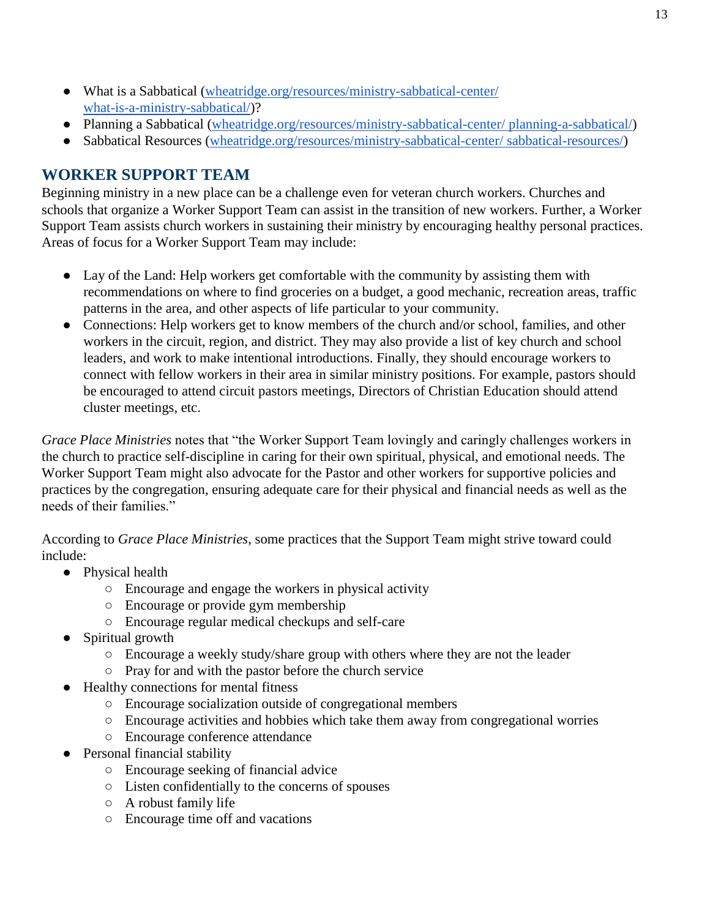- What is a Sabbatical (wheatridge.org/resources/ministry-sabbatical-center/what-is-a-ministry-sabbatical/)?
- Planning a Sabbatical (wheatridge.org/resources/ministry-sabbatical-center/ planning-a-sabbatical/)
- Sabbatical Resources (wheatridge.org/resources/ministry-sabbatical-center/ sabbatical-resources/)

## WORKER SUPPORT TEAM

Beginning ministry in a new place can be a challenge even for veteran church workers. Churches and schools that organize a Worker Support Team can assist in the transition of new workers. Further, a Worker Support Team assists church workers in sustaining their ministry by encouraging healthy personal practices. Areas of focus for a Worker Support Team may include:

- Lay of the Land: Help workers get comfortable with the community by assisting them with recommendations on where to find groceries on a budget, a good mechanic, recreation areas, traffic patterns in the area, and other aspects of life particular to your community.
- Connections: Help workers get to know members of the church and/or school, families, and other workers in the circuit, region, and district. They may also provide a list of key church and school leaders, and work to make intentional introductions. Finally, they should encourage workers to connect with fellow workers in their area in similar ministry positions. For example, pastors should be encouraged to attend circuit pastors meetings, Directors of Christian Education should attend cluster meetings, etc.

*Grace Place Ministries* notes that "the Worker Support Team lovingly and caringly challenges workers in the church to practice self-discipline in caring for their own spiritual, physical, and emotional needs. The Worker Support Team might also advocate for the Pastor and other workers for supportive policies and practices by the congregation, ensuring adequate care for their physical and financial needs as well as the needs of their families."

According to *Grace Place Ministries*, some practices that the Support Team might strive toward could include:

- Physical health
  - Encourage and engage the workers in physical activity
  - Encourage or provide gym membership
  - Encourage regular medical checkups and self-care
- Spiritual growth
  - Encourage a weekly study/share group with others where they are not the leader
  - Pray for and with the pastor before the church service
- Healthy connections for mental fitness
  - Encourage socialization outside of congregational members
  - Encourage activities and hobbies which take them away from congregational worries
  - Encourage conference attendance
- Personal financial stability
  - Encourage seeking of financial advice
  - Listen confidentially to the concerns of spouses
  - A robust family life
  - Encourage time off and vacations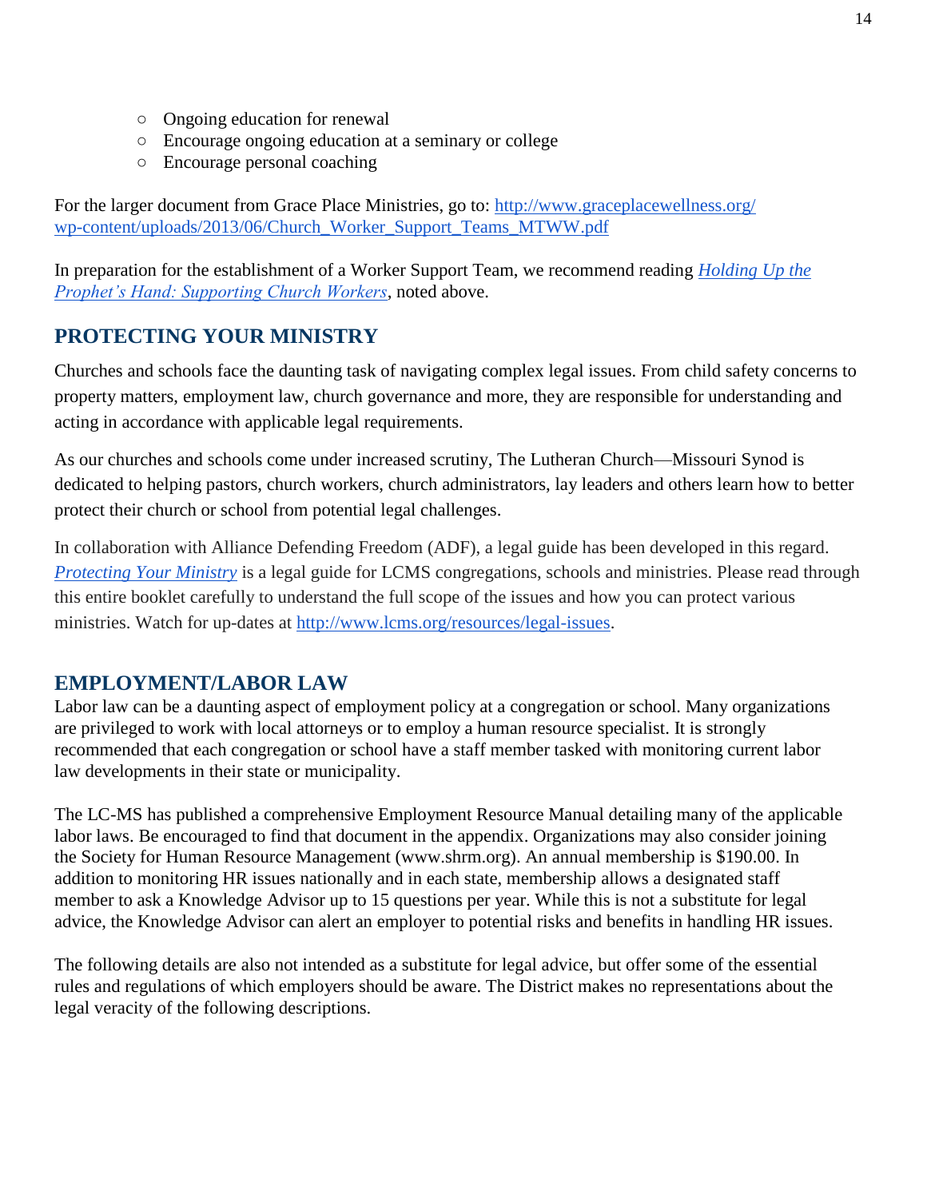- Ongoing education for renewal
  - Encourage ongoing education at a seminary or college
  - Encourage personal coaching

For the larger document from Grace Place Ministries, go to: [http://www.graceplacewellness.org/wp-content/uploads/2013/06/Church_Worker_Support_Teams_MTWW.pdf](http://www.graceplacewellness.org/wp-content/uploads/2013/06/Church_Worker_Support_Teams_MTWW.pdf)

In preparation for the establishment of a Worker Support Team, we recommend reading *Holding Up the Prophet's Hand: Supporting Church Workers*, noted above.

## PROTECTING YOUR MINISTRY

Churches and schools face the daunting task of navigating complex legal issues. From child safety concerns to property matters, employment law, church governance and more, they are responsible for understanding and acting in accordance with applicable legal requirements.

As our churches and schools come under increased scrutiny, The Lutheran Church—Missouri Synod is dedicated to helping pastors, church workers, church administrators, lay leaders and others learn how to better protect their church or school from potential legal challenges.

In collaboration with Alliance Defending Freedom (ADF), a legal guide has been developed in this regard. *Protecting Your Ministry* is a legal guide for LCMS congregations, schools and ministries. Please read through this entire booklet carefully to understand the full scope of the issues and how you can protect various ministries. Watch for up-dates at [http://www.lcms.org/resources/legal-issues](http://www.lcms.org/resources/legal-issues).

## EMPLOYMENT/LABOR LAW

Labor law can be a daunting aspect of employment policy at a congregation or school. Many organizations are privileged to work with local attorneys or to employ a human resource specialist. It is strongly recommended that each congregation or school have a staff member tasked with monitoring current labor law developments in their state or municipality.

The LC-MS has published a comprehensive Employment Resource Manual detailing many of the applicable labor laws. Be encouraged to find that document in the appendix. Organizations may also consider joining the Society for Human Resource Management (www.shrm.org). An annual membership is $190.00. In addition to monitoring HR issues nationally and in each state, membership allows a designated staff member to ask a Knowledge Advisor up to 15 questions per year. While this is not a substitute for legal advice, the Knowledge Advisor can alert an employer to potential risks and benefits in handling HR issues.

The following details are also not intended as a substitute for legal advice, but offer some of the essential rules and regulations of which employers should be aware. The District makes no representations about the legal veracity of the following descriptions.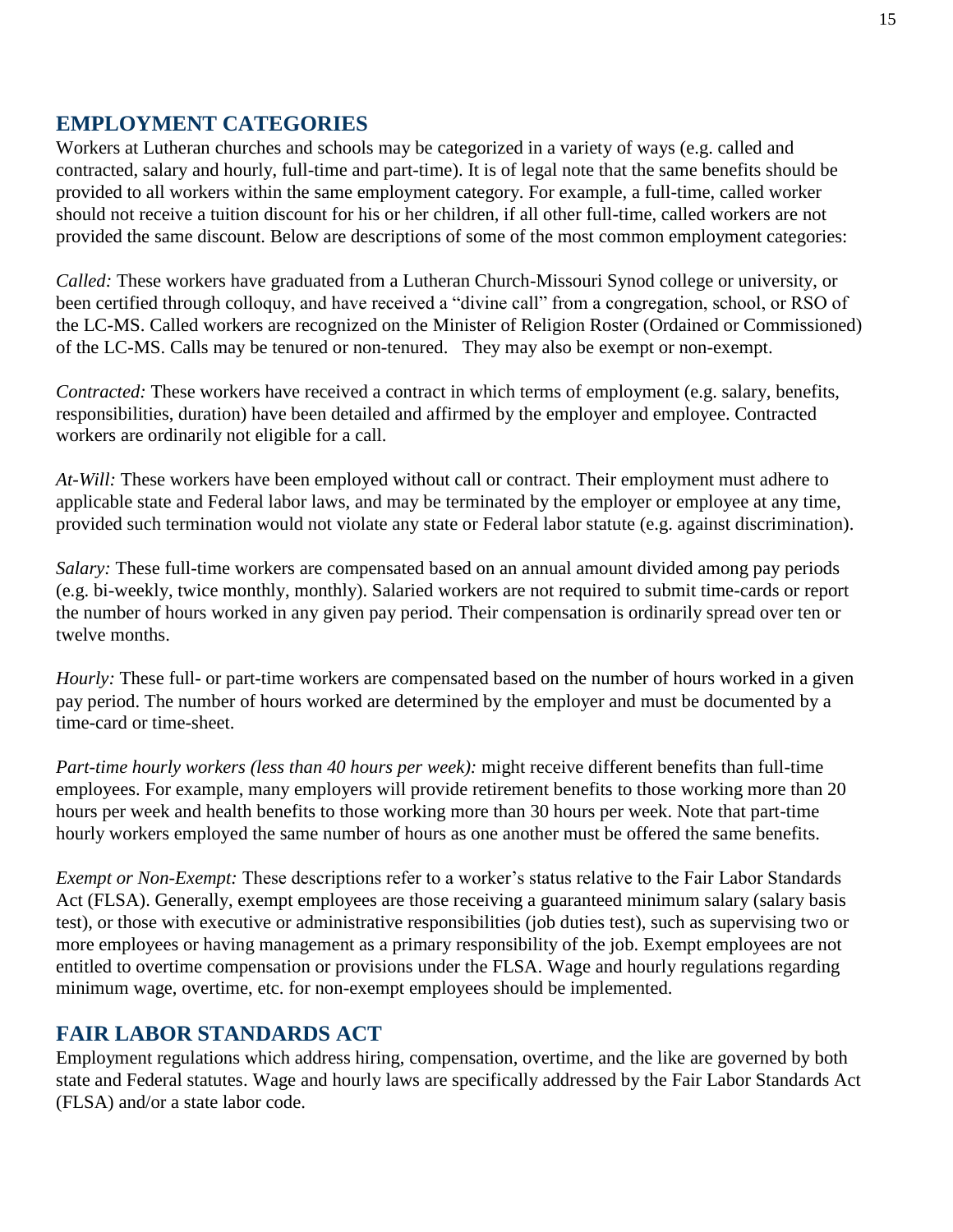## EMPLOYMENT CATEGORIES

Workers at Lutheran churches and schools may be categorized in a variety of ways (e.g. called and contracted, salary and hourly, full-time and part-time). It is of legal note that the same benefits should be provided to all workers within the same employment category. For example, a full-time, called worker should not receive a tuition discount for his or her children, if all other full-time, called workers are not provided the same discount. Below are descriptions of some of the most common employment categories:

*Called:* These workers have graduated from a Lutheran Church-Missouri Synod college or university, or been certified through colloquy, and have received a "divine call" from a congregation, school, or RSO of the LC-MS. Called workers are recognized on the Minister of Religion Roster (Ordained or Commissioned) of the LC-MS. Calls may be tenured or non-tenured. They may also be exempt or non-exempt.

*Contracted:* These workers have received a contract in which terms of employment (e.g. salary, benefits, responsibilities, duration) have been detailed and affirmed by the employer and employee. Contracted workers are ordinarily not eligible for a call.

*At-Will:* These workers have been employed without call or contract. Their employment must adhere to applicable state and Federal labor laws, and may be terminated by the employer or employee at any time, provided such termination would not violate any state or Federal labor statute (e.g. against discrimination).

*Salary:* These full-time workers are compensated based on an annual amount divided among pay periods (e.g. bi-weekly, twice monthly, monthly). Salaried workers are not required to submit time-cards or report the number of hours worked in any given pay period. Their compensation is ordinarily spread over ten or twelve months.

*Hourly:* These full- or part-time workers are compensated based on the number of hours worked in a given pay period. The number of hours worked are determined by the employer and must be documented by a time-card or time-sheet.

*Part-time hourly workers (less than 40 hours per week):* might receive different benefits than full-time employees. For example, many employers will provide retirement benefits to those working more than 20 hours per week and health benefits to those working more than 30 hours per week. Note that part-time hourly workers employed the same number of hours as one another must be offered the same benefits.

*Exempt or Non-Exempt:* These descriptions refer to a worker's status relative to the Fair Labor Standards Act (FLSA). Generally, exempt employees are those receiving a guaranteed minimum salary (salary basis test), or those with executive or administrative responsibilities (job duties test), such as supervising two or more employees or having management as a primary responsibility of the job. Exempt employees are not entitled to overtime compensation or provisions under the FLSA. Wage and hourly regulations regarding minimum wage, overtime, etc. for non-exempt employees should be implemented.

## FAIR LABOR STANDARDS ACT

Employment regulations which address hiring, compensation, overtime, and the like are governed by both state and Federal statutes. Wage and hourly laws are specifically addressed by the Fair Labor Standards Act (FLSA) and/or a state labor code.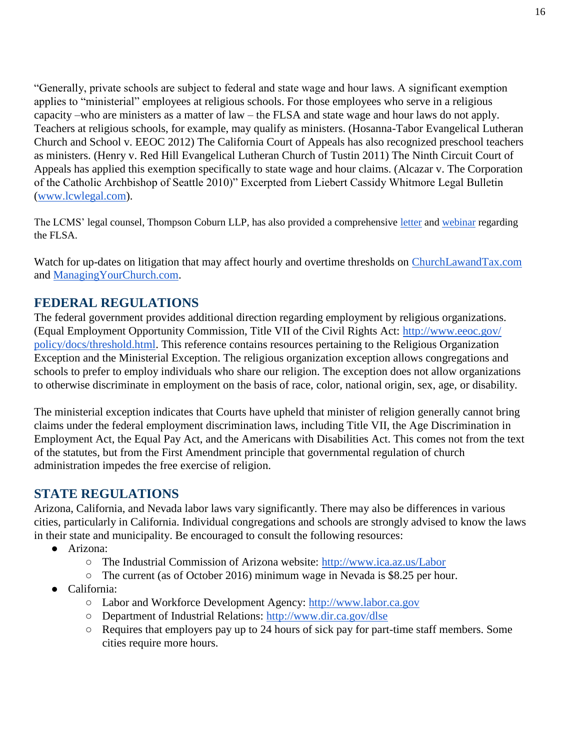"Generally, private schools are subject to federal and state wage and hour laws. A significant exemption applies to "ministerial" employees at religious schools. For those employees who serve in a religious capacity –who are ministers as a matter of law – the FLSA and state wage and hour laws do not apply. Teachers at religious schools, for example, may qualify as ministers. (Hosanna-Tabor Evangelical Lutheran Church and School v. EEOC 2012) The California Court of Appeals has also recognized preschool teachers as ministers. (Henry v. Red Hill Evangelical Lutheran Church of Tustin 2011) The Ninth Circuit Court of Appeals has applied this exemption specifically to state wage and hour claims. (Alcazar v. The Corporation of the Catholic Archbishop of Seattle 2010)" Excerpted from Liebert Cassidy Whitmore Legal Bulletin (www.lcwlegal.com).

The LCMS' legal counsel, Thompson Coburn LLP, has also provided a comprehensive letter and webinar regarding the FLSA.

Watch for up-dates on litigation that may affect hourly and overtime thresholds on ChurchLawandTax.com and ManagingYourChurch.com.

## FEDERAL REGULATIONS

The federal government provides additional direction regarding employment by religious organizations. (Equal Employment Opportunity Commission, Title VII of the Civil Rights Act: http://www.eeoc.gov/policy/docs/threshold.html. This reference contains resources pertaining to the Religious Organization Exception and the Ministerial Exception. The religious organization exception allows congregations and schools to prefer to employ individuals who share our religion. The exception does not allow organizations to otherwise discriminate in employment on the basis of race, color, national origin, sex, age, or disability.

The ministerial exception indicates that Courts have upheld that minister of religion generally cannot bring claims under the federal employment discrimination laws, including Title VII, the Age Discrimination in Employment Act, the Equal Pay Act, and the Americans with Disabilities Act. This comes not from the text of the statutes, but from the First Amendment principle that governmental regulation of church administration impedes the free exercise of religion.

## STATE REGULATIONS

Arizona, California, and Nevada labor laws vary significantly. There may also be differences in various cities, particularly in California. Individual congregations and schools are strongly advised to know the laws in their state and municipality. Be encouraged to consult the following resources:

- Arizona:
  - The Industrial Commission of Arizona website: http://www.ica.az.us/Labor
  - The current (as of October 2016) minimum wage in Nevada is $8.25 per hour.
- California:
  - Labor and Workforce Development Agency: http://www.labor.ca.gov
  - Department of Industrial Relations: http://www.dir.ca.gov/dlse
  - Requires that employers pay up to 24 hours of sick pay for part-time staff members. Some cities require more hours.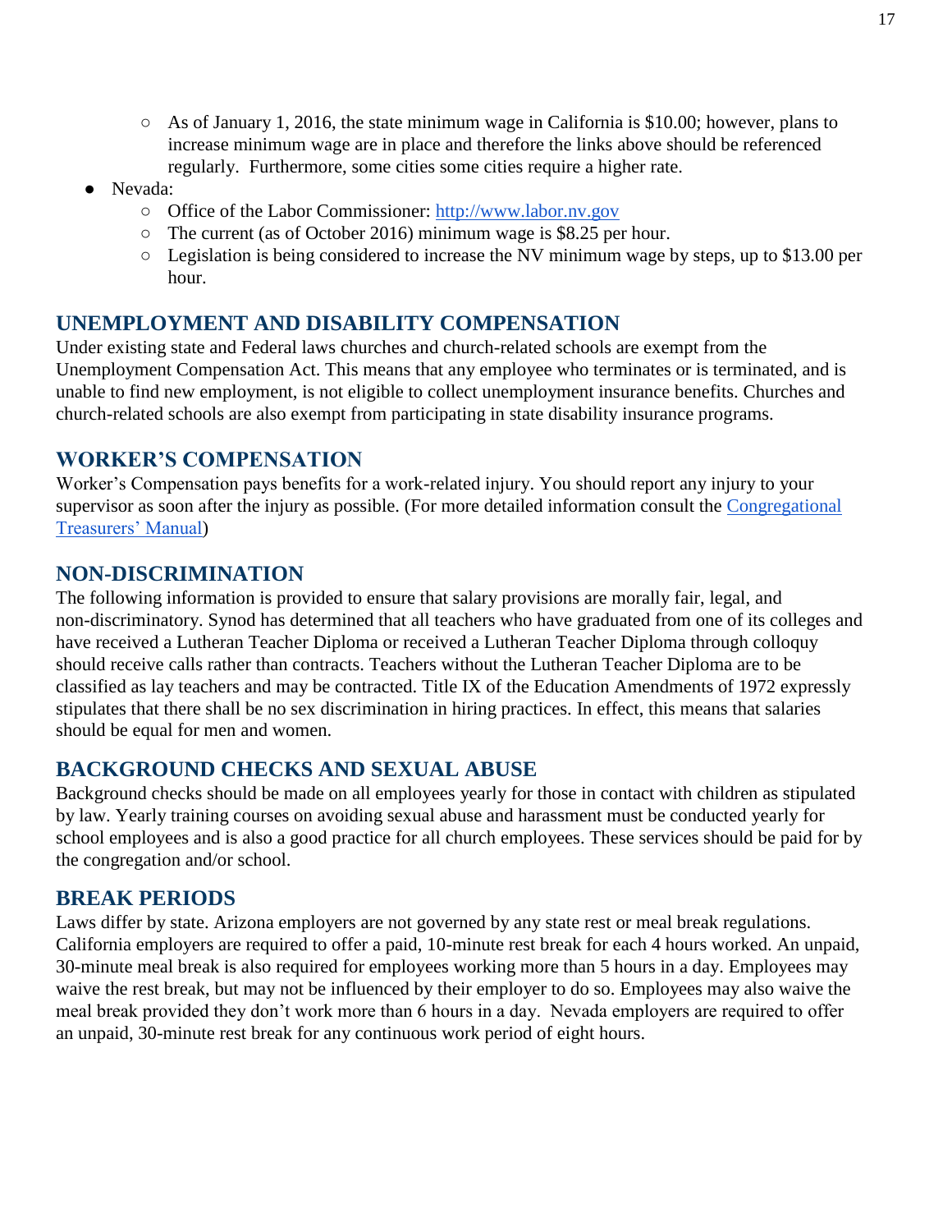- As of January 1, 2016, the state minimum wage in California is $10.00; however, plans to increase minimum wage are in place and therefore the links above should be referenced regularly. Furthermore, some cities some cities require a higher rate.
- Nevada:
  - Office of the Labor Commissioner: [http://www.labor.nv.gov](http://www.labor.nv.gov)
  - The current (as of October 2016) minimum wage is $8.25 per hour.
  - Legislation is being considered to increase the NV minimum wage by steps, up to $13.00 per hour.

## UNEMPLOYMENT AND DISABILITY COMPENSATION

Under existing state and Federal laws churches and church-related schools are exempt from the Unemployment Compensation Act. This means that any employee who terminates or is terminated, and is unable to find new employment, is not eligible to collect unemployment insurance benefits. Churches and church-related schools are also exempt from participating in state disability insurance programs.

## WORKER'S COMPENSATION

Worker's Compensation pays benefits for a work-related injury. You should report any injury to your supervisor as soon after the injury as possible. (For more detailed information consult the Congregational Treasurers' Manual)

## NON-DISCRIMINATION

The following information is provided to ensure that salary provisions are morally fair, legal, and non-discriminatory. Synod has determined that all teachers who have graduated from one of its colleges and have received a Lutheran Teacher Diploma or received a Lutheran Teacher Diploma through colloquy should receive calls rather than contracts. Teachers without the Lutheran Teacher Diploma are to be classified as lay teachers and may be contracted. Title IX of the Education Amendments of 1972 expressly stipulates that there shall be no sex discrimination in hiring practices. In effect, this means that salaries should be equal for men and women.

## BACKGROUND CHECKS AND SEXUAL ABUSE

Background checks should be made on all employees yearly for those in contact with children as stipulated by law. Yearly training courses on avoiding sexual abuse and harassment must be conducted yearly for school employees and is also a good practice for all church employees. These services should be paid for by the congregation and/or school.

## BREAK PERIODS

Laws differ by state. Arizona employers are not governed by any state rest or meal break regulations. California employers are required to offer a paid, 10-minute rest break for each 4 hours worked. An unpaid, 30-minute meal break is also required for employees working more than 5 hours in a day. Employees may waive the rest break, but may not be influenced by their employer to do so. Employees may also waive the meal break provided they don't work more than 6 hours in a day. Nevada employers are required to offer an unpaid, 30-minute rest break for any continuous work period of eight hours.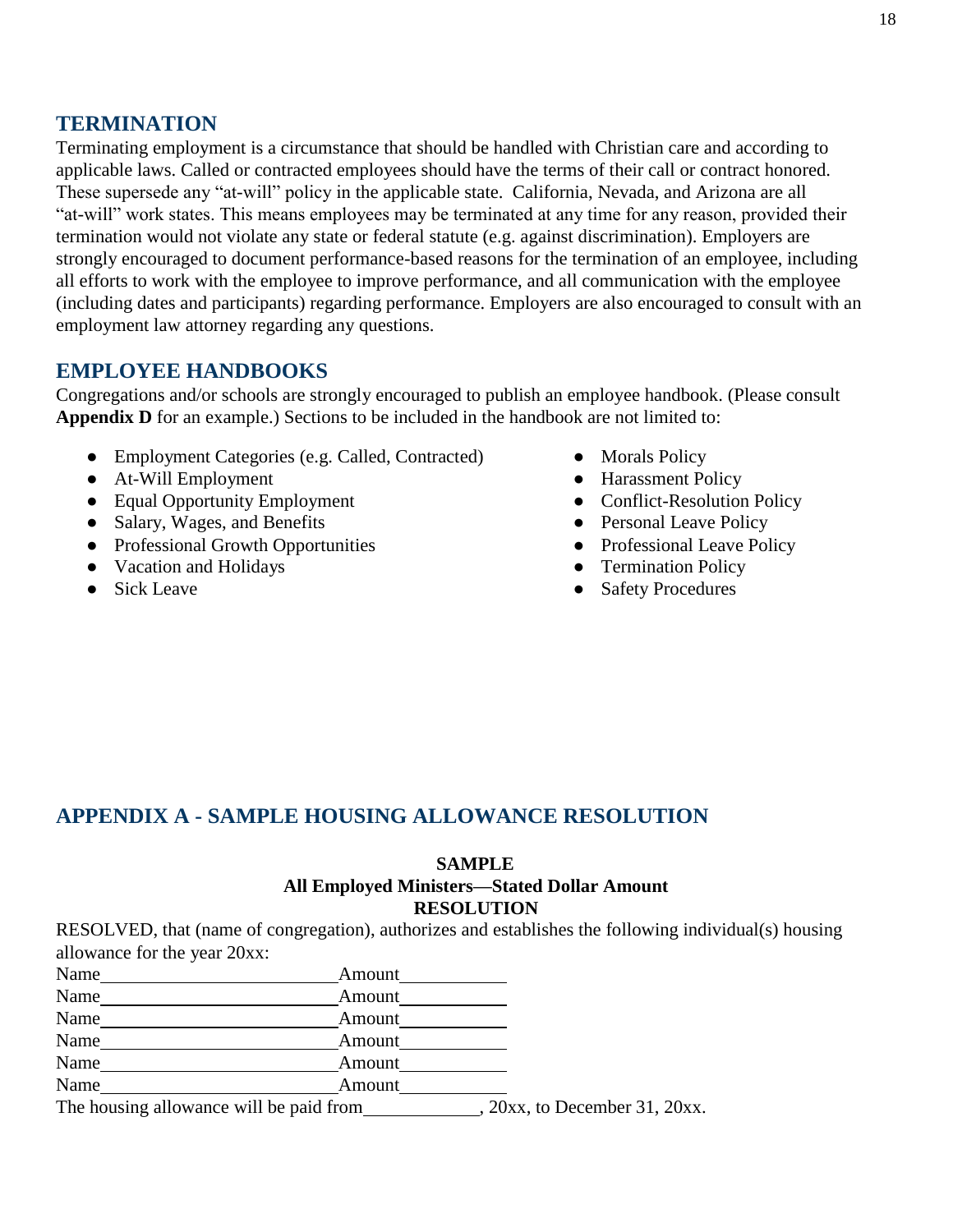## TERMINATION

Terminating employment is a circumstance that should be handled with Christian care and according to applicable laws. Called or contracted employees should have the terms of their call or contract honored. These supersede any "at-will" policy in the applicable state. California, Nevada, and Arizona are all "at-will" work states. This means employees may be terminated at any time for any reason, provided their termination would not violate any state or federal statute (e.g. against discrimination). Employers are strongly encouraged to document performance-based reasons for the termination of an employee, including all efforts to work with the employee to improve performance, and all communication with the employee (including dates and participants) regarding performance. Employers are also encouraged to consult with an employment law attorney regarding any questions.

## EMPLOYEE HANDBOOKS

Congregations and/or schools are strongly encouraged to publish an employee handbook. (Please consult **Appendix D** for an example.) Sections to be included in the handbook are not limited to:

- Employment Categories (e.g. Called, Contracted)
- At-Will Employment
- Equal Opportunity Employment
- Salary, Wages, and Benefits
- Professional Growth Opportunities
- Vacation and Holidays
- Sick Leave
- Morals Policy
- Harassment Policy
- Conflict-Resolution Policy
- Personal Leave Policy
- Professional Leave Policy
- Termination Policy
- Safety Procedures

## APPENDIX A - SAMPLE HOUSING ALLOWANCE RESOLUTION

**SAMPLE**
**All Employed Ministers—Stated Dollar Amount**
**RESOLUTION**

RESOLVED, that (name of congregation), authorizes and establishes the following individual(s) housing allowance for the year 20xx:

Name\_\_\_\_\_\_\_\_\_\_\_\_\_\_\_\_\_\_\_\_\_\_\_\_\_\_ Amount\_\_\_\_\_\_\_\_\_\_\_\_

Name\_\_\_\_\_\_\_\_\_\_\_\_\_\_\_\_\_\_\_\_\_\_\_\_\_\_ Amount\_\_\_\_\_\_\_\_\_\_\_\_

Name\_\_\_\_\_\_\_\_\_\_\_\_\_\_\_\_\_\_\_\_\_\_\_\_\_\_ Amount\_\_\_\_\_\_\_\_\_\_\_\_

Name\_\_\_\_\_\_\_\_\_\_\_\_\_\_\_\_\_\_\_\_\_\_\_\_\_\_ Amount\_\_\_\_\_\_\_\_\_\_\_\_

Name\_\_\_\_\_\_\_\_\_\_\_\_\_\_\_\_\_\_\_\_\_\_\_\_\_\_ Amount\_\_\_\_\_\_\_\_\_\_\_\_

Name\_\_\_\_\_\_\_\_\_\_\_\_\_\_\_\_\_\_\_\_\_\_\_\_\_\_ Amount\_\_\_\_\_\_\_\_\_\_\_\_

The housing allowance will be paid from\_\_\_\_\_\_\_\_\_\_\_\_, 20xx, to December 31, 20xx.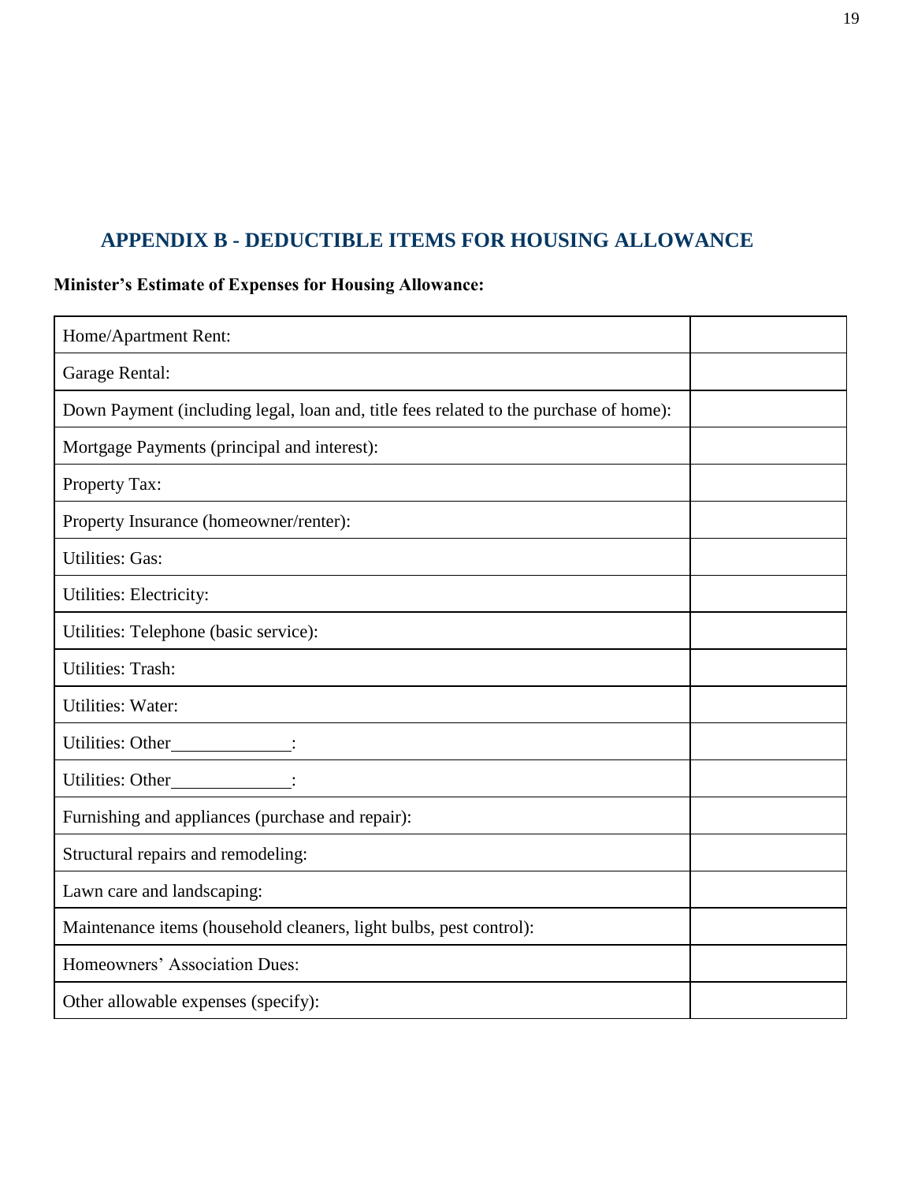## APPENDIX B - DEDUCTIBLE ITEMS FOR HOUSING ALLOWANCE

**Minister's Estimate of Expenses for Housing Allowance:**

| | |
|---|---|
| Home/Apartment Rent: | |
| Garage Rental: | |
| Down Payment (including legal, loan and, title fees related to the purchase of home): | |
| Mortgage Payments (principal and interest): | |
| Property Tax: | |
| Property Insurance (homeowner/renter): | |
| Utilities: Gas: | |
| Utilities: Electricity: | |
| Utilities: Telephone (basic service): | |
| Utilities: Trash: | |
| Utilities: Water: | |
| Utilities: Other______________: | |
| Utilities: Other______________: | |
| Furnishing and appliances (purchase and repair): | |
| Structural repairs and remodeling: | |
| Lawn care and landscaping: | |
| Maintenance items (household cleaners, light bulbs, pest control): | |
| Homeowners' Association Dues: | |
| Other allowable expenses (specify): | |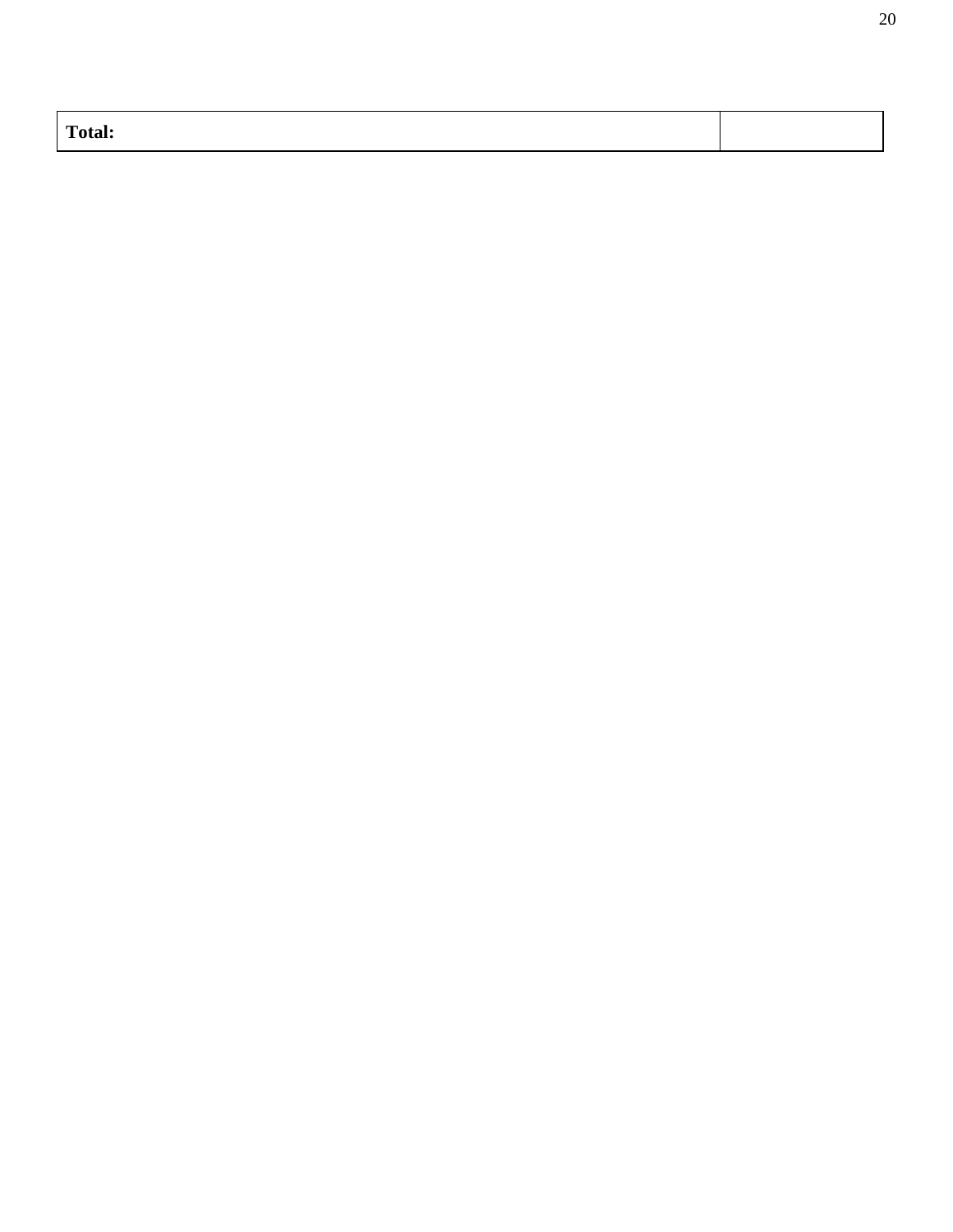| **Total:** | |
|---|---|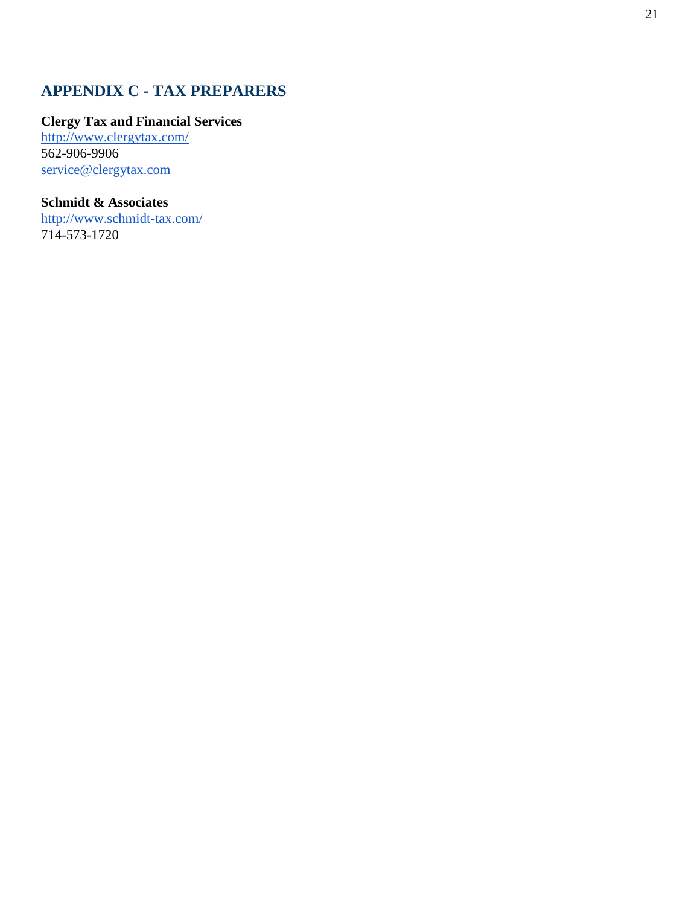## APPENDIX C - TAX PREPARERS

**Clergy Tax and Financial Services**
http://www.clergytax.com/
562-906-9906
service@clergytax.com

**Schmidt & Associates**
http://www.schmidt-tax.com/
714-573-1720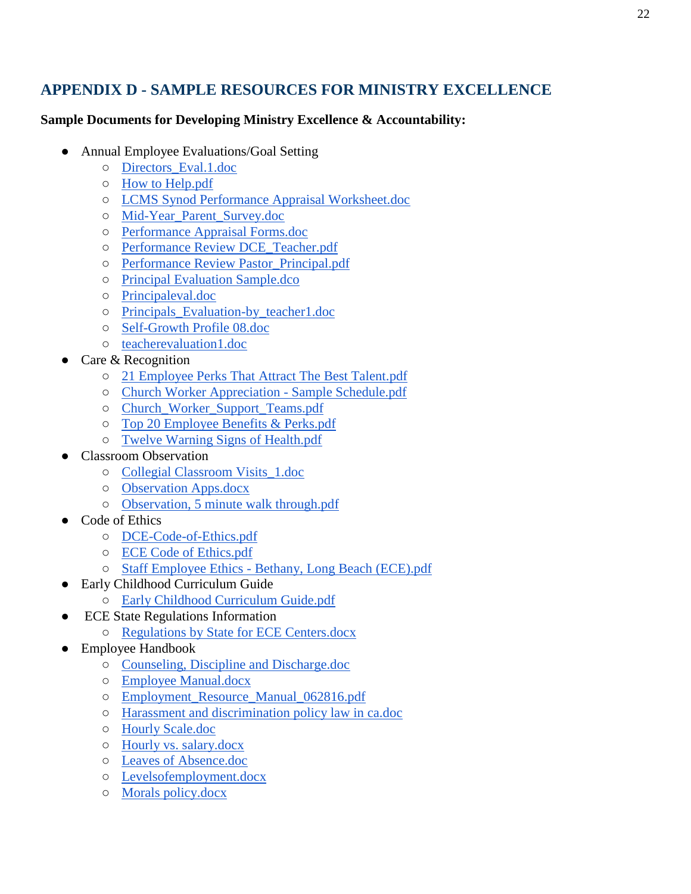## APPENDIX D - SAMPLE RESOURCES FOR MINISTRY EXCELLENCE

**Sample Documents for Developing Ministry Excellence & Accountability:**

- Annual Employee Evaluations/Goal Setting
  - Directors_Eval.1.doc
  - How to Help.pdf
  - LCMS Synod Performance Appraisal Worksheet.doc
  - Mid-Year_Parent_Survey.doc
  - Performance Appraisal Forms.doc
  - Performance Review DCE_Teacher.pdf
  - Performance Review Pastor_Principal.pdf
  - Principal Evaluation Sample.dco
  - Principaleval.doc
  - Principals_Evaluation-by_teacher1.doc
  - Self-Growth Profile 08.doc
  - teacherevaluation1.doc
- Care & Recognition
  - 21 Employee Perks That Attract The Best Talent.pdf
  - Church Worker Appreciation - Sample Schedule.pdf
  - Church_Worker_Support_Teams.pdf
  - Top 20 Employee Benefits & Perks.pdf
  - Twelve Warning Signs of Health.pdf
- Classroom Observation
  - Collegial Classroom Visits_1.doc
  - Observation Apps.docx
  - Observation, 5 minute walk through.pdf
- Code of Ethics
  - DCE-Code-of-Ethics.pdf
  - ECE Code of Ethics.pdf
  - Staff Employee Ethics - Bethany, Long Beach (ECE).pdf
- Early Childhood Curriculum Guide
  - Early Childhood Curriculum Guide.pdf
- ECE State Regulations Information
  - Regulations by State for ECE Centers.docx
- Employee Handbook
  - Counseling, Discipline and Discharge.doc
  - Employee Manual.docx
  - Employment_Resource_Manual_062816.pdf
  - Harassment and discrimination policy law in ca.doc
  - Hourly Scale.doc
  - Hourly vs. salary.docx
  - Leaves of Absence.doc
  - Levelsofemployment.docx
  - Morals policy.docx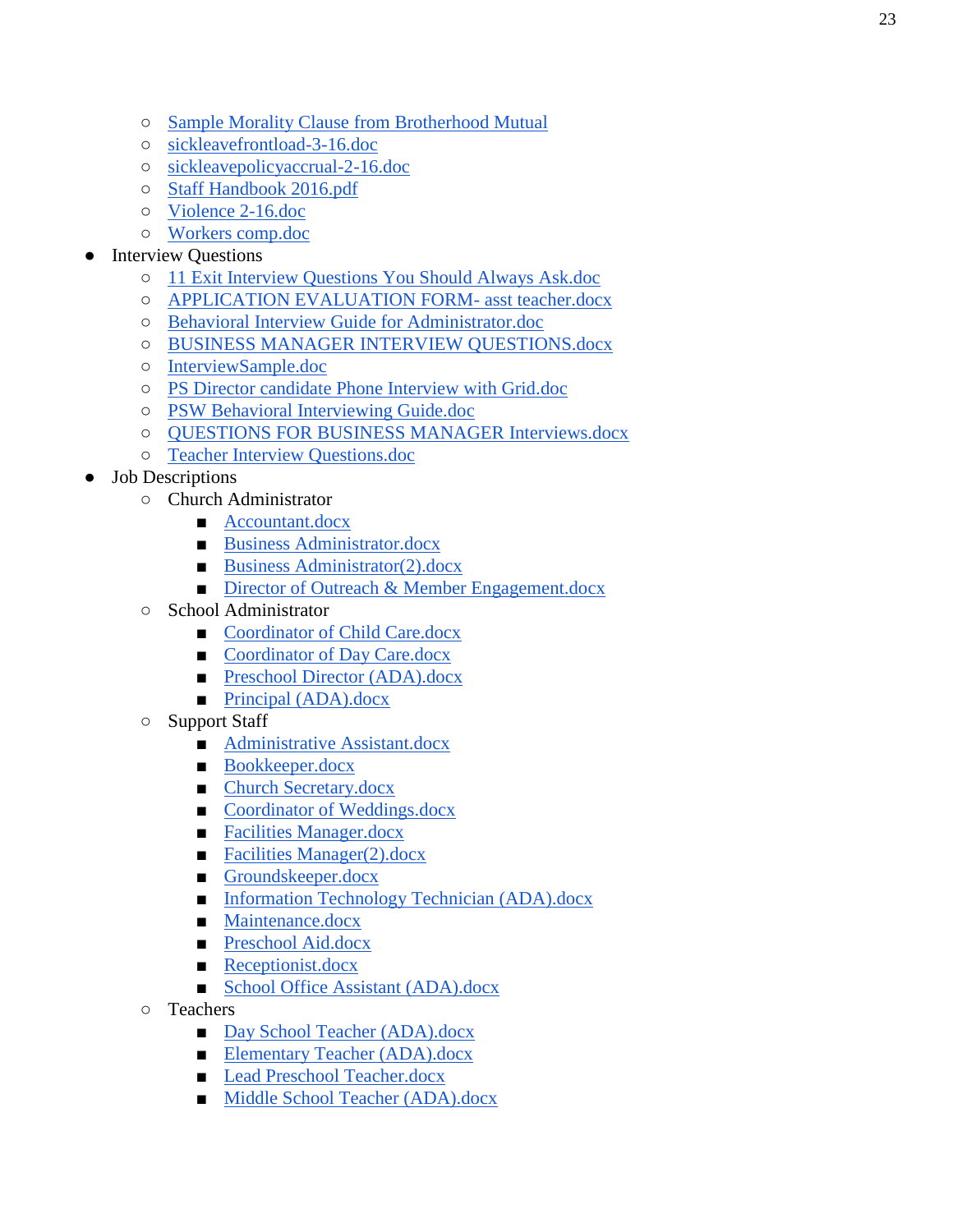- Sample Morality Clause from Brotherhood Mutual
  - sickleavefrontload-3-16.doc
  - sickleavepolicyaccrual-2-16.doc
  - Staff Handbook 2016.pdf
  - Violence 2-16.doc
  - Workers comp.doc
- Interview Questions
  - 11 Exit Interview Questions You Should Always Ask.doc
  - APPLICATION EVALUATION FORM- asst teacher.docx
  - Behavioral Interview Guide for Administrator.doc
  - BUSINESS MANAGER INTERVIEW QUESTIONS.docx
  - InterviewSample.doc
  - PS Director candidate Phone Interview with Grid.doc
  - PSW Behavioral Interviewing Guide.doc
  - QUESTIONS FOR BUSINESS MANAGER Interviews.docx
  - Teacher Interview Questions.doc
- Job Descriptions
  - Church Administrator
    - Accountant.docx
    - Business Administrator.docx
    - Business Administrator(2).docx
    - Director of Outreach & Member Engagement.docx
  - School Administrator
    - Coordinator of Child Care.docx
    - Coordinator of Day Care.docx
    - Preschool Director (ADA).docx
    - Principal (ADA).docx
  - Support Staff
    - Administrative Assistant.docx
    - Bookkeeper.docx
    - Church Secretary.docx
    - Coordinator of Weddings.docx
    - Facilities Manager.docx
    - Facilities Manager(2).docx
    - Groundskeeper.docx
    - Information Technology Technician (ADA).docx
    - Maintenance.docx
    - Preschool Aid.docx
    - Receptionist.docx
    - School Office Assistant (ADA).docx
  - Teachers
    - Day School Teacher (ADA).docx
    - Elementary Teacher (ADA).docx
    - Lead Preschool Teacher.docx
    - Middle School Teacher (ADA).docx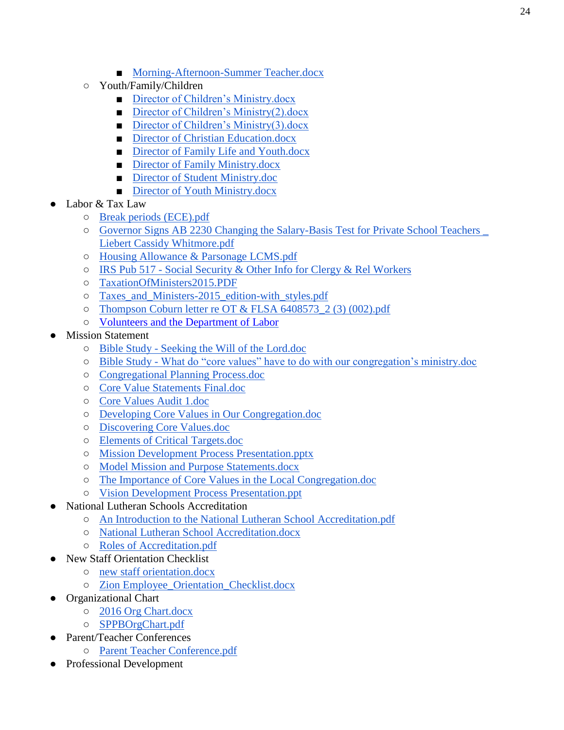- Morning-Afternoon-Summer Teacher.docx
    - Youth/Family/Children
        - Director of Children's Ministry.docx
        - Director of Children's Ministry(2).docx
        - Director of Children's Ministry(3).docx
        - Director of Christian Education.docx
        - Director of Family Life and Youth.docx
        - Director of Family Ministry.docx
        - Director of Student Ministry.doc
        - Director of Youth Ministry.docx
- Labor & Tax Law
    - Break periods (ECE).pdf
    - Governor Signs AB 2230 Changing the Salary-Basis Test for Private School Teachers _ Liebert Cassidy Whitmore.pdf
    - Housing Allowance & Parsonage LCMS.pdf
    - IRS Pub 517 - Social Security & Other Info for Clergy & Rel Workers
    - TaxationOfMinisters2015.PDF
    - Taxes_and_Ministers-2015_edition-with_styles.pdf
    - Thompson Coburn letter re OT & FLSA 6408573_2 (3) (002).pdf
    - Volunteers and the Department of Labor
- Mission Statement
    - Bible Study - Seeking the Will of the Lord.doc
    - Bible Study - What do "core values" have to do with our congregation's ministry.doc
    - Congregational Planning Process.doc
    - Core Value Statements Final.doc
    - Core Values Audit 1.doc
    - Developing Core Values in Our Congregation.doc
    - Discovering Core Values.doc
    - Elements of Critical Targets.doc
    - Mission Development Process Presentation.pptx
    - Model Mission and Purpose Statements.docx
    - The Importance of Core Values in the Local Congregation.doc
    - Vision Development Process Presentation.ppt
- National Lutheran Schools Accreditation
    - An Introduction to the National Lutheran School Accreditation.pdf
    - National Lutheran School Accreditation.docx
    - Roles of Accreditation.pdf
- New Staff Orientation Checklist
    - new staff orientation.docx
    - Zion Employee_Orientation_Checklist.docx
- Organizational Chart
    - 2016 Org Chart.docx
    - SPPBOrgChart.pdf
- Parent/Teacher Conferences
    - Parent Teacher Conference.pdf
- Professional Development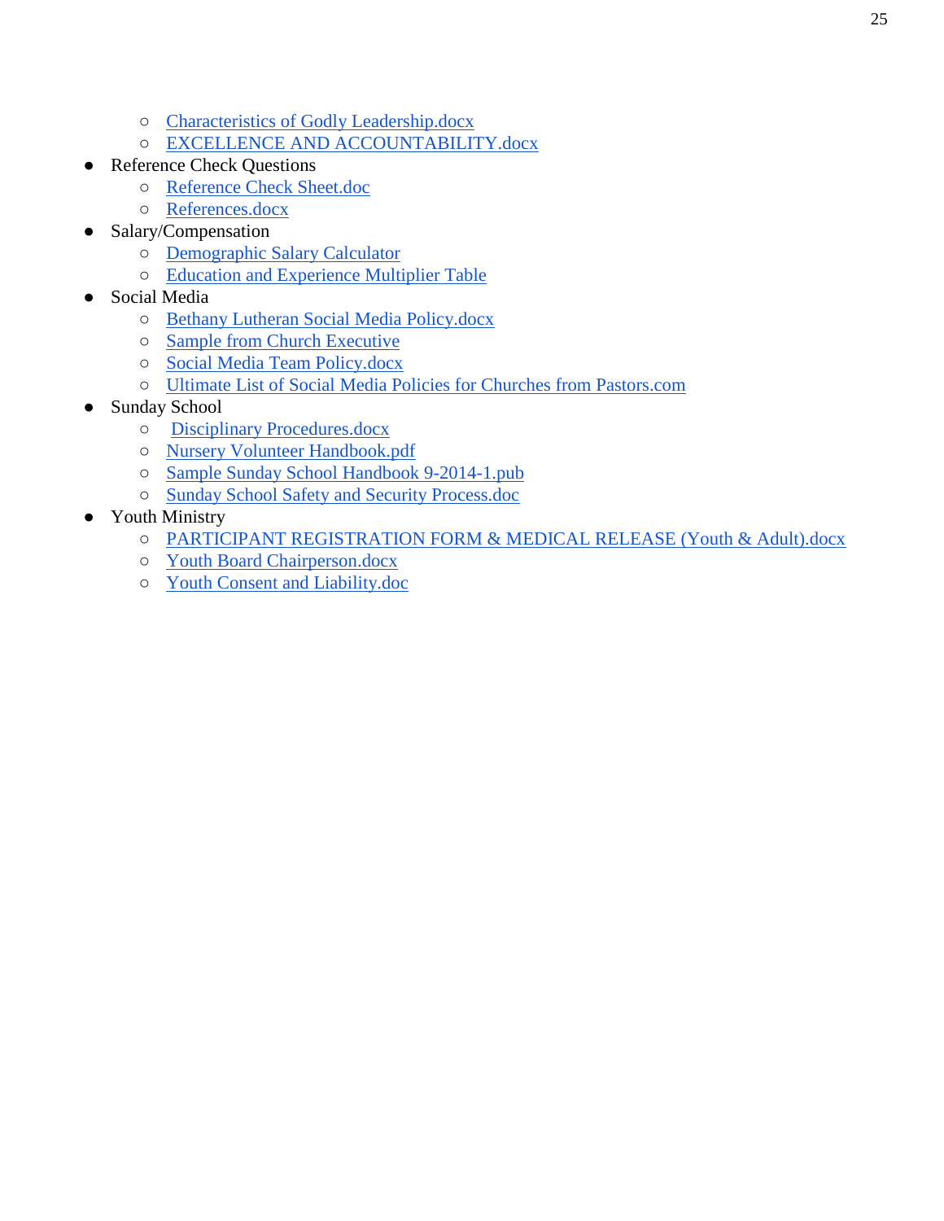- Characteristics of Godly Leadership.docx
    - EXCELLENCE AND ACCOUNTABILITY.docx
- Reference Check Questions
    - Reference Check Sheet.doc
    - References.docx
- Salary/Compensation
    - Demographic Salary Calculator
    - Education and Experience Multiplier Table
- Social Media
    - Bethany Lutheran Social Media Policy.docx
    - Sample from Church Executive
    - Social Media Team Policy.docx
    - Ultimate List of Social Media Policies for Churches from Pastors.com
- Sunday School
    - Disciplinary Procedures.docx
    - Nursery Volunteer Handbook.pdf
    - Sample Sunday School Handbook 9-2014-1.pub
    - Sunday School Safety and Security Process.doc
- Youth Ministry
    - PARTICIPANT REGISTRATION FORM & MEDICAL RELEASE (Youth & Adult).docx
    - Youth Board Chairperson.docx
    - Youth Consent and Liability.doc